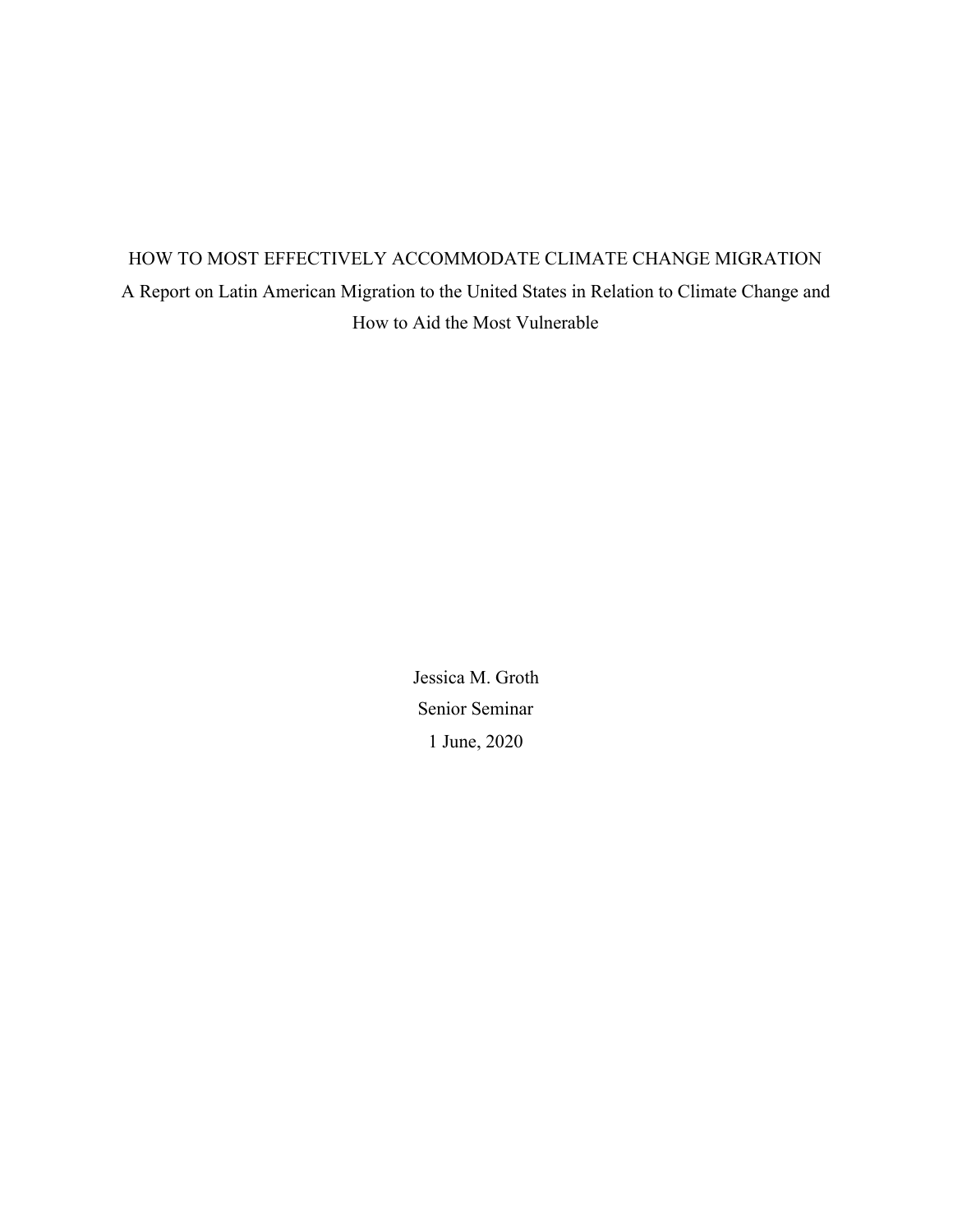# HOW TO MOST EFFECTIVELY ACCOMMODATE CLIMATE CHANGE MIGRATION

A Report on Latin American Migration to the United States in Relation to Climate Change and How to Aid the Most Vulnerable

Jessica M. Groth

Senior Seminar

1 June, 2020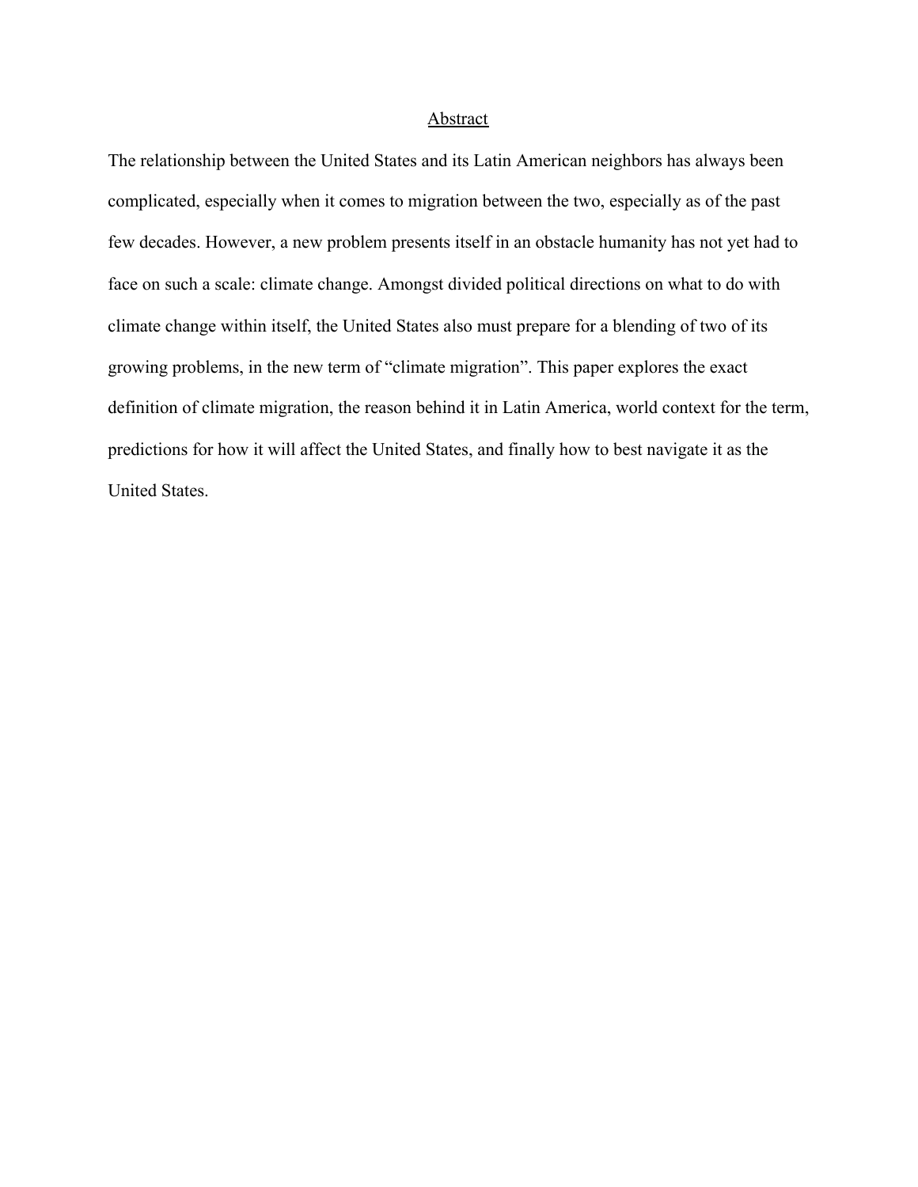## Abstract

The relationship between the United States and its Latin American neighbors has always been complicated, especially when it comes to migration between the two, especially as of the past few decades. However, a new problem presents itself in an obstacle humanity has not yet had to face on such a scale: climate change. Amongst divided political directions on what to do with climate change within itself, the United States also must prepare for a blending of two of its growing problems, in the new term of "climate migration". This paper explores the exact definition of climate migration, the reason behind it in Latin America, world context for the term, predictions for how it will affect the United States, and finally how to best navigate it as the United States.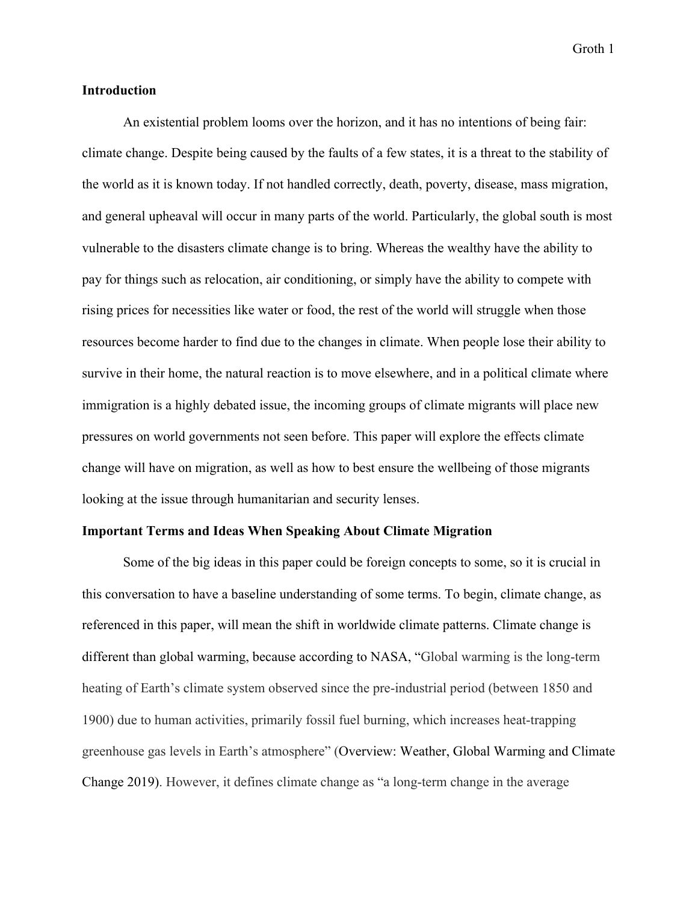**Introduction**

An existential problem looms over the horizon, and it has no intentions of being fair: climate change. Despite being caused by the faults of a few states, it is a threat to the stability of the world as it is known today. If not handled correctly, death, poverty, disease, mass migration, and general upheaval will occur in many parts of the world. Particularly, the global south is most vulnerable to the disasters climate change is to bring. Whereas the wealthy have the ability to pay for things such as relocation, air conditioning, or simply have the ability to compete with rising prices for necessities like water or food, the rest of the world will struggle when those resources become harder to find due to the changes in climate. When people lose their ability to survive in their home, the natural reaction is to move elsewhere, and in a political climate where immigration is a highly debated issue, the incoming groups of climate migrants will place new pressures on world governments not seen before. This paper will explore the effects climate change will have on migration, as well as how to best ensure the wellbeing of those migrants looking at the issue through humanitarian and security lenses.

**Important Terms and Ideas When Speaking About Climate Migration**

Some of the big ideas in this paper could be foreign concepts to some, so it is crucial in this conversation to have a baseline understanding of some terms. To begin, climate change, as referenced in this paper, will mean the shift in worldwide climate patterns. Climate change is different than global warming, because according to NASA, "Global warming is the long-term heating of Earth's climate system observed since the pre-industrial period (between 1850 and 1900) due to human activities, primarily fossil fuel burning, which increases heat-trapping greenhouse gas levels in Earth's atmosphere" (Overview: Weather, Global Warming and Climate Change 2019). However, it defines climate change as "a long-term change in the average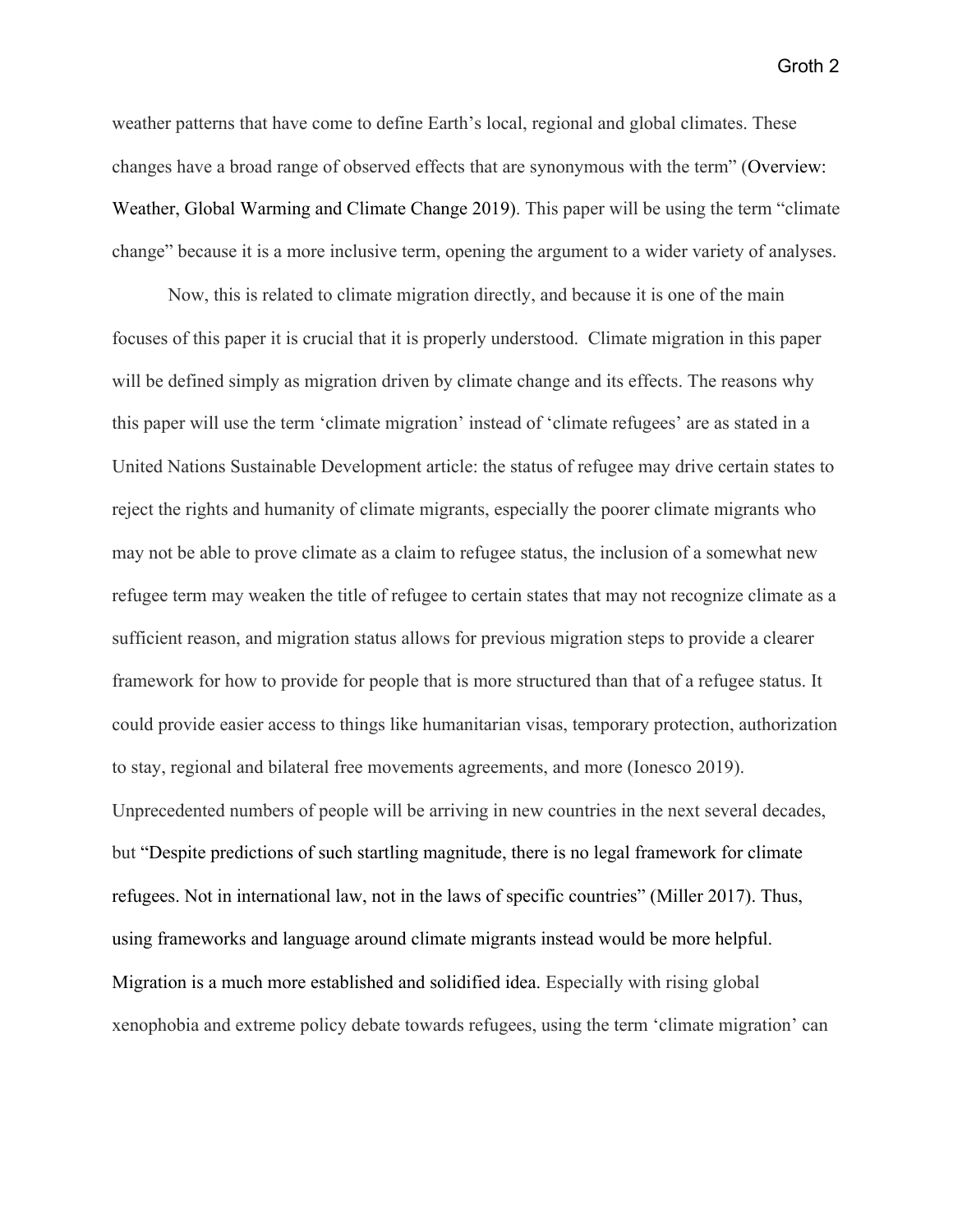weather patterns that have come to define Earth's local, regional and global climates. These changes have a broad range of observed effects that are synonymous with the term" (Overview: Weather, Global Warming and Climate Change 2019). This paper will be using the term "climate change" because it is a more inclusive term, opening the argument to a wider variety of analyses.

Now, this is related to climate migration directly, and because it is one of the main focuses of this paper it is crucial that it is properly understood. Climate migration in this paper will be defined simply as migration driven by climate change and its effects. The reasons why this paper will use the term 'climate migration' instead of 'climate refugees' are as stated in a United Nations Sustainable Development article: the status of refugee may drive certain states to reject the rights and humanity of climate migrants, especially the poorer climate migrants who may not be able to prove climate as a claim to refugee status, the inclusion of a somewhat new refugee term may weaken the title of refugee to certain states that may not recognize climate as a sufficient reason, and migration status allows for previous migration steps to provide a clearer framework for how to provide for people that is more structured than that of a refugee status. It could provide easier access to things like humanitarian visas, temporary protection, authorization to stay, regional and bilateral free movements agreements, and more (Ionesco 2019). Unprecedented numbers of people will be arriving in new countries in the next several decades, but "Despite predictions of such startling magnitude, there is no legal framework for climate refugees. Not in international law, not in the laws of specific countries" (Miller 2017). Thus, using frameworks and language around climate migrants instead would be more helpful. Migration is a much more established and solidified idea. Especially with rising global xenophobia and extreme policy debate towards refugees, using the term 'climate migration' can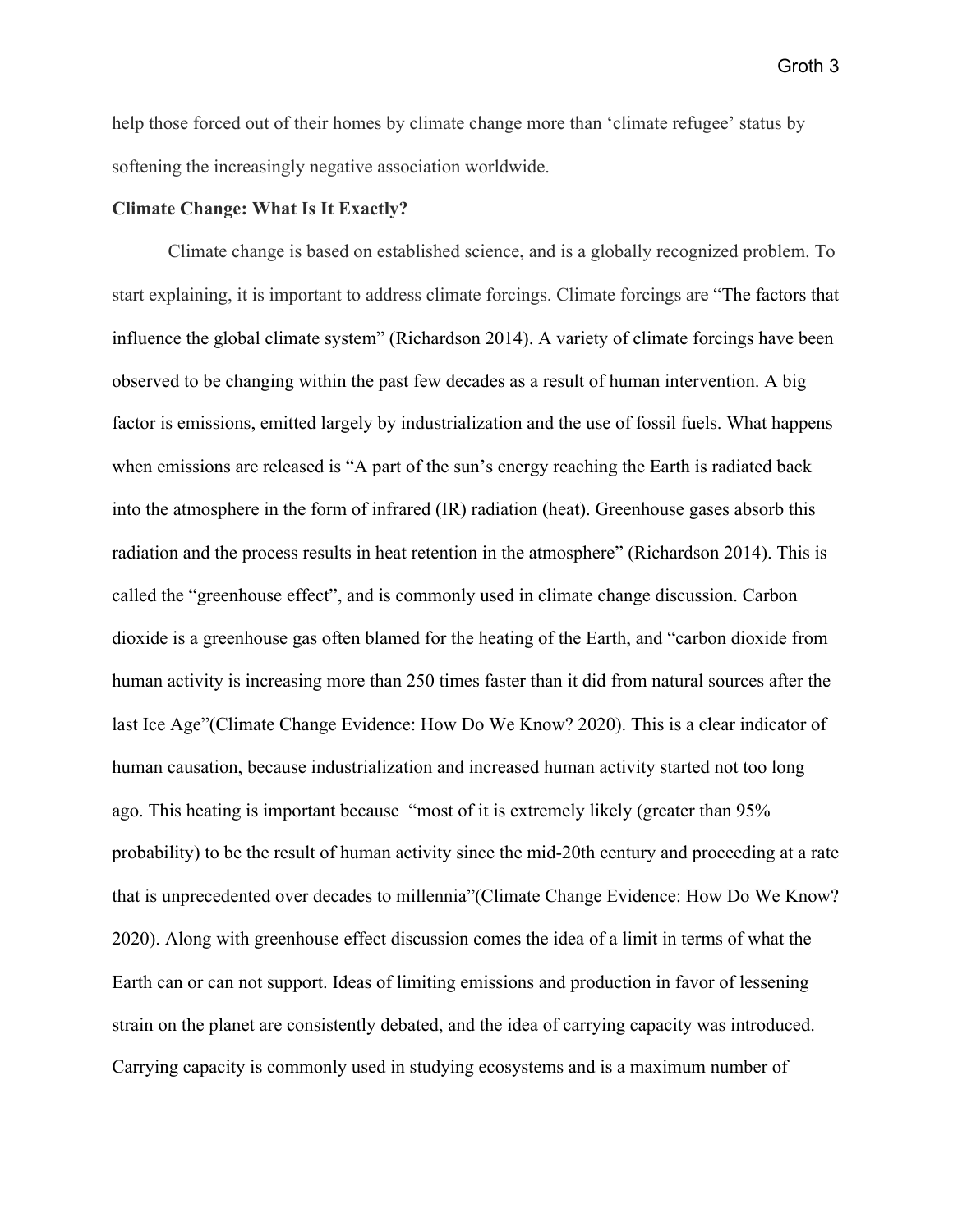help those forced out of their homes by climate change more than 'climate refugee' status by softening the increasingly negative association worldwide.

**Climate Change: What Is It Exactly?**

Climate change is based on established science, and is a globally recognized problem. To start explaining, it is important to address climate forcings. Climate forcings are "The factors that influence the global climate system" (Richardson 2014). A variety of climate forcings have been observed to be changing within the past few decades as a result of human intervention. A big factor is emissions, emitted largely by industrialization and the use of fossil fuels. What happens when emissions are released is "A part of the sun's energy reaching the Earth is radiated back into the atmosphere in the form of infrared (IR) radiation (heat). Greenhouse gases absorb this radiation and the process results in heat retention in the atmosphere" (Richardson 2014). This is called the "greenhouse effect", and is commonly used in climate change discussion. Carbon dioxide is a greenhouse gas often blamed for the heating of the Earth, and "carbon dioxide from human activity is increasing more than 250 times faster than it did from natural sources after the last Ice Age"(Climate Change Evidence: How Do We Know? 2020). This is a clear indicator of human causation, because industrialization and increased human activity started not too long ago. This heating is important because "most of it is extremely likely (greater than 95% probability) to be the result of human activity since the mid-20th century and proceeding at a rate that is unprecedented over decades to millennia"(Climate Change Evidence: How Do We Know? 2020). Along with greenhouse effect discussion comes the idea of a limit in terms of what the Earth can or can not support. Ideas of limiting emissions and production in favor of lessening strain on the planet are consistently debated, and the idea of carrying capacity was introduced. Carrying capacity is commonly used in studying ecosystems and is a maximum number of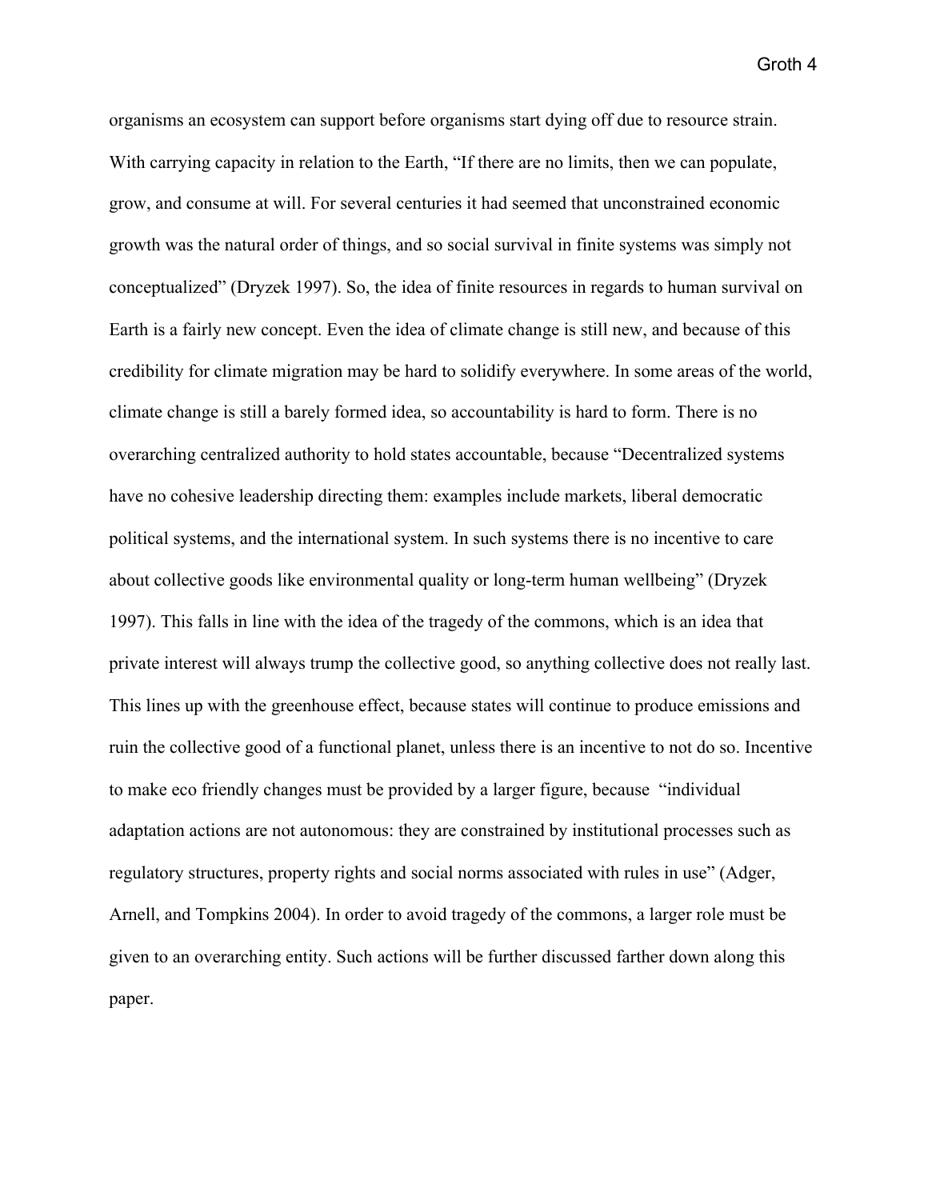organisms an ecosystem can support before organisms start dying off due to resource strain. With carrying capacity in relation to the Earth, "If there are no limits, then we can populate, grow, and consume at will. For several centuries it had seemed that unconstrained economic growth was the natural order of things, and so social survival in finite systems was simply not conceptualized" (Dryzek 1997). So, the idea of finite resources in regards to human survival on Earth is a fairly new concept. Even the idea of climate change is still new, and because of this credibility for climate migration may be hard to solidify everywhere. In some areas of the world, climate change is still a barely formed idea, so accountability is hard to form. There is no overarching centralized authority to hold states accountable, because "Decentralized systems have no cohesive leadership directing them: examples include markets, liberal democratic political systems, and the international system. In such systems there is no incentive to care about collective goods like environmental quality or long-term human wellbeing" (Dryzek 1997). This falls in line with the idea of the tragedy of the commons, which is an idea that private interest will always trump the collective good, so anything collective does not really last. This lines up with the greenhouse effect, because states will continue to produce emissions and ruin the collective good of a functional planet, unless there is an incentive to not do so. Incentive to make eco friendly changes must be provided by a larger figure, because "individual adaptation actions are not autonomous: they are constrained by institutional processes such as regulatory structures, property rights and social norms associated with rules in use" (Adger, Arnell, and Tompkins 2004). In order to avoid tragedy of the commons, a larger role must be given to an overarching entity. Such actions will be further discussed farther down along this paper.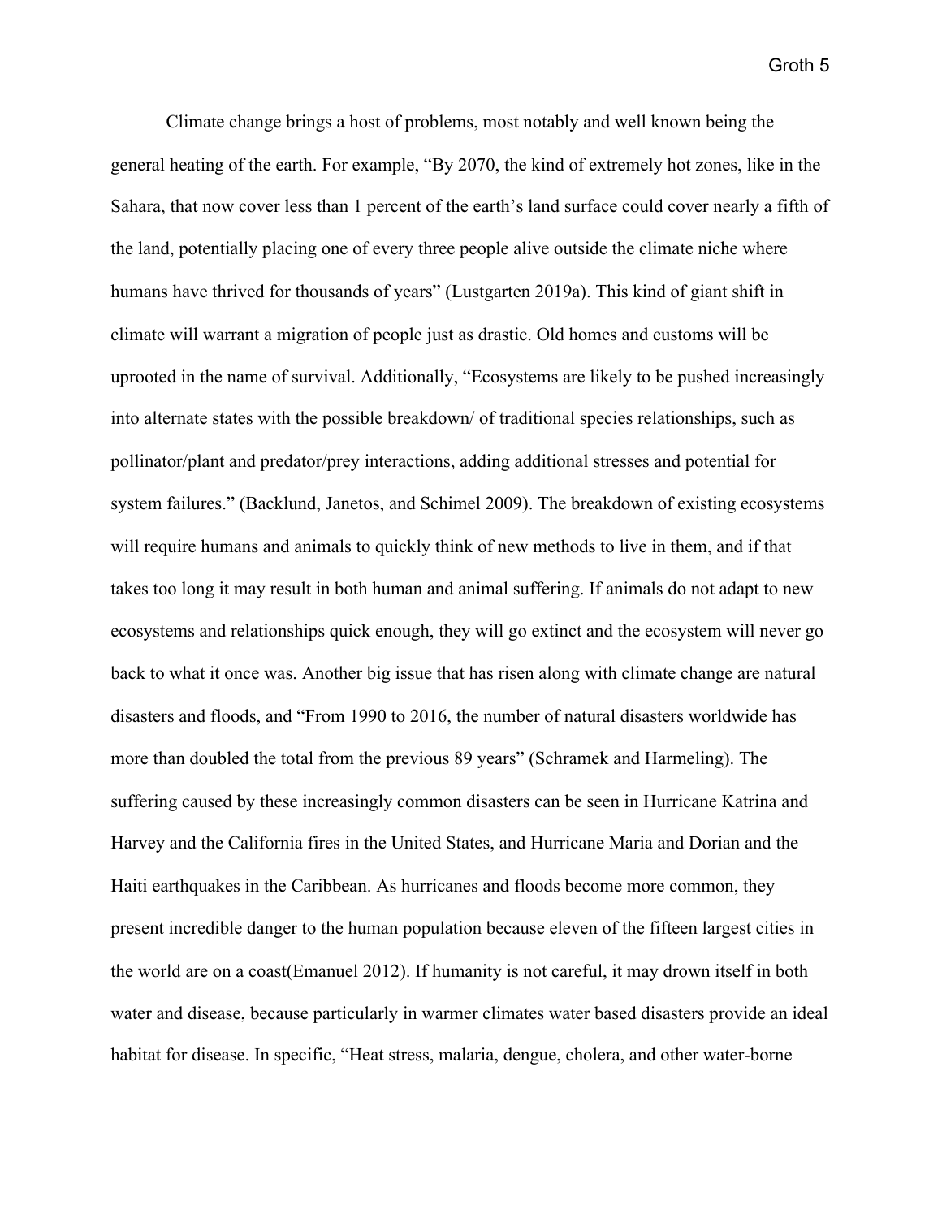Climate change brings a host of problems, most notably and well known being the general heating of the earth. For example, "By 2070, the kind of extremely hot zones, like in the Sahara, that now cover less than 1 percent of the earth's land surface could cover nearly a fifth of the land, potentially placing one of every three people alive outside the climate niche where humans have thrived for thousands of years" (Lustgarten 2019a). This kind of giant shift in climate will warrant a migration of people just as drastic. Old homes and customs will be uprooted in the name of survival. Additionally, "Ecosystems are likely to be pushed increasingly into alternate states with the possible breakdown/ of traditional species relationships, such as pollinator/plant and predator/prey interactions, adding additional stresses and potential for system failures." (Backlund, Janetos, and Schimel 2009). The breakdown of existing ecosystems will require humans and animals to quickly think of new methods to live in them, and if that takes too long it may result in both human and animal suffering. If animals do not adapt to new ecosystems and relationships quick enough, they will go extinct and the ecosystem will never go back to what it once was. Another big issue that has risen along with climate change are natural disasters and floods, and "From 1990 to 2016, the number of natural disasters worldwide has more than doubled the total from the previous 89 years" (Schramek and Harmeling). The suffering caused by these increasingly common disasters can be seen in Hurricane Katrina and Harvey and the California fires in the United States, and Hurricane Maria and Dorian and the Haiti earthquakes in the Caribbean. As hurricanes and floods become more common, they present incredible danger to the human population because eleven of the fifteen largest cities in the world are on a coast(Emanuel 2012). If humanity is not careful, it may drown itself in both water and disease, because particularly in warmer climates water based disasters provide an ideal habitat for disease. In specific, "Heat stress, malaria, dengue, cholera, and other water-borne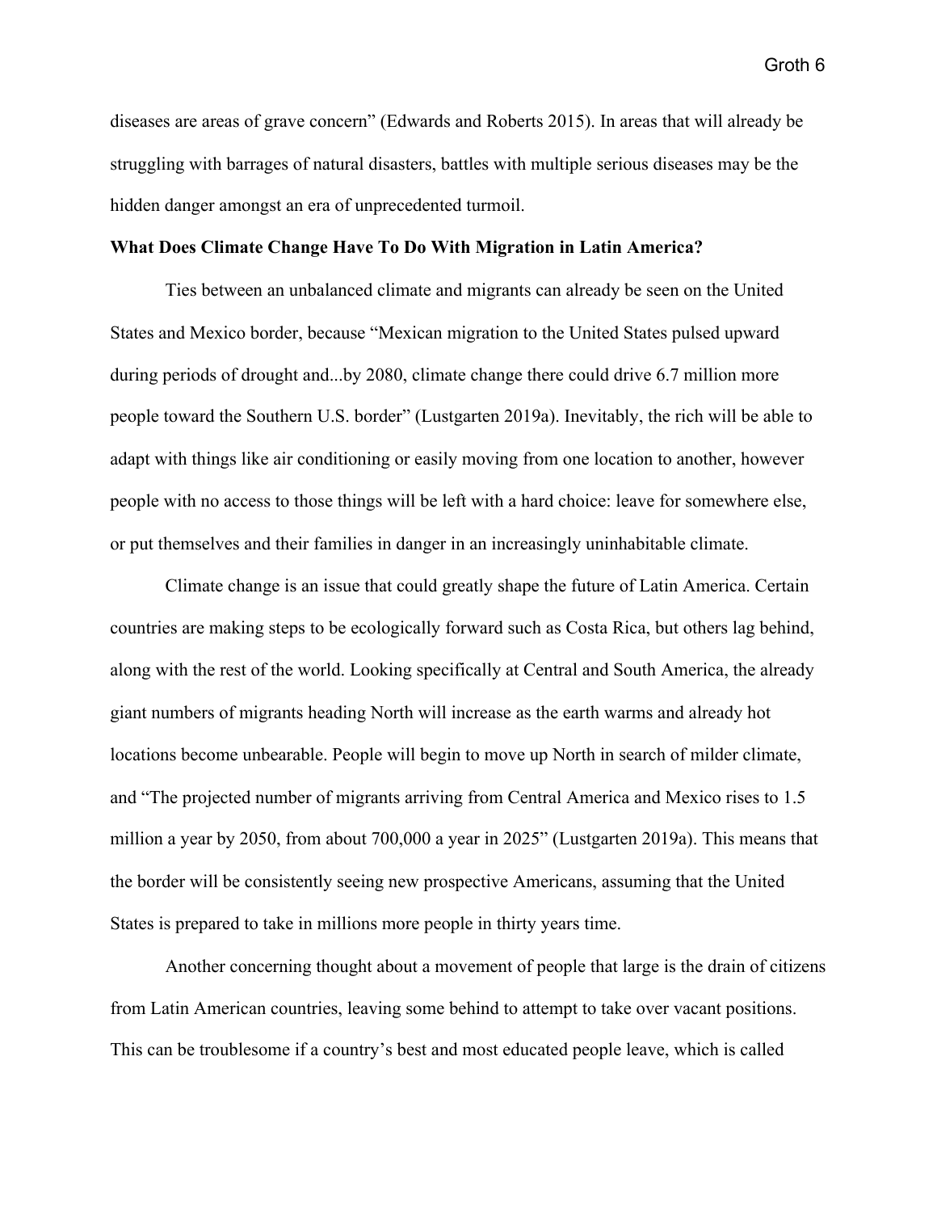diseases are areas of grave concern" (Edwards and Roberts 2015). In areas that will already be struggling with barrages of natural disasters, battles with multiple serious diseases may be the hidden danger amongst an era of unprecedented turmoil.

**What Does Climate Change Have To Do With Migration in Latin America?**

Ties between an unbalanced climate and migrants can already be seen on the United States and Mexico border, because "Mexican migration to the United States pulsed upward during periods of drought and...by 2080, climate change there could drive 6.7 million more people toward the Southern U.S. border" (Lustgarten 2019a). Inevitably, the rich will be able to adapt with things like air conditioning or easily moving from one location to another, however people with no access to those things will be left with a hard choice: leave for somewhere else, or put themselves and their families in danger in an increasingly uninhabitable climate.

Climate change is an issue that could greatly shape the future of Latin America. Certain countries are making steps to be ecologically forward such as Costa Rica, but others lag behind, along with the rest of the world. Looking specifically at Central and South America, the already giant numbers of migrants heading North will increase as the earth warms and already hot locations become unbearable. People will begin to move up North in search of milder climate, and "The projected number of migrants arriving from Central America and Mexico rises to 1.5 million a year by 2050, from about 700,000 a year in 2025" (Lustgarten 2019a). This means that the border will be consistently seeing new prospective Americans, assuming that the United States is prepared to take in millions more people in thirty years time.

Another concerning thought about a movement of people that large is the drain of citizens from Latin American countries, leaving some behind to attempt to take over vacant positions. This can be troublesome if a country's best and most educated people leave, which is called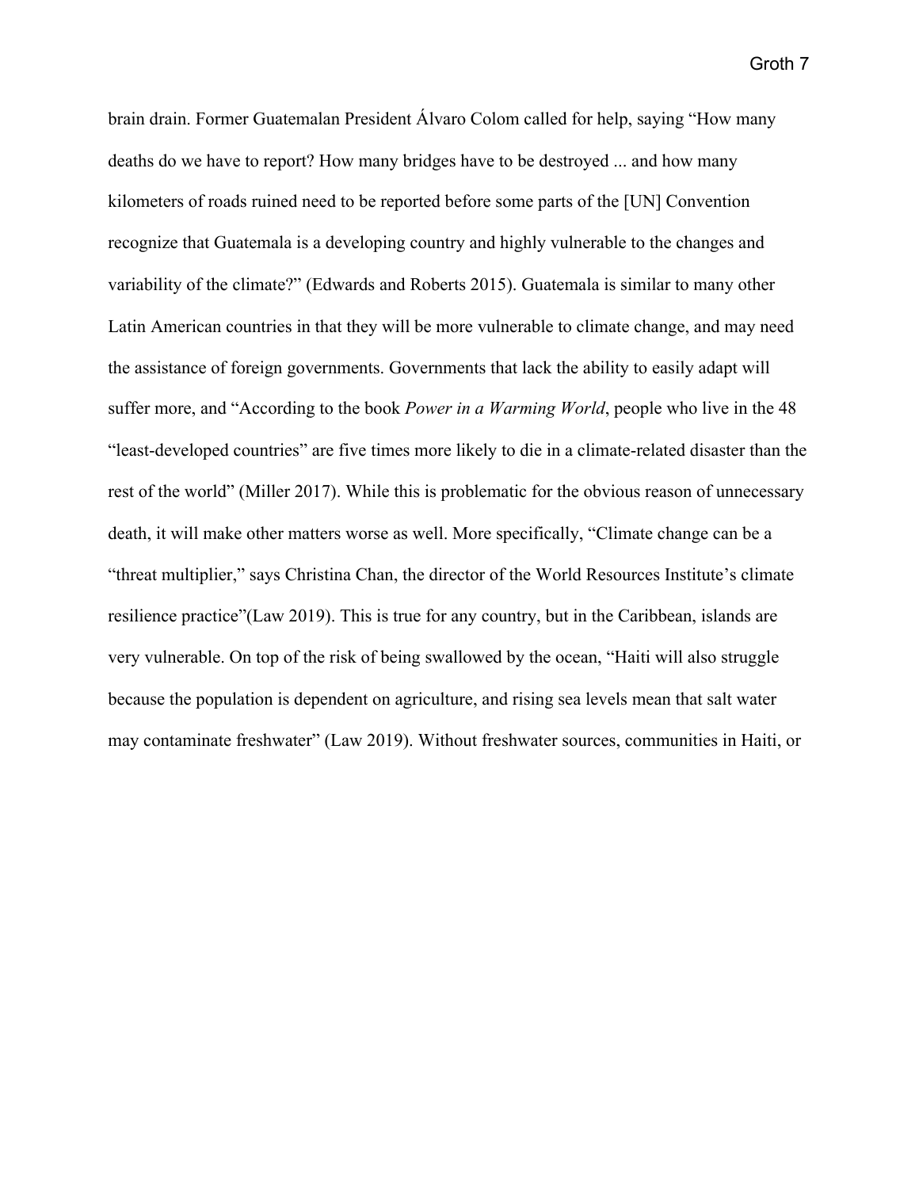brain drain. Former Guatemalan President Álvaro Colom called for help, saying "How many deaths do we have to report? How many bridges have to be destroyed ... and how many kilometers of roads ruined need to be reported before some parts of the [UN] Convention recognize that Guatemala is a developing country and highly vulnerable to the changes and variability of the climate?" (Edwards and Roberts 2015). Guatemala is similar to many other Latin American countries in that they will be more vulnerable to climate change, and may need the assistance of foreign governments. Governments that lack the ability to easily adapt will suffer more, and "According to the book *Power in a Warming World*, people who live in the 48 "least-developed countries" are five times more likely to die in a climate-related disaster than the rest of the world" (Miller 2017). While this is problematic for the obvious reason of unnecessary death, it will make other matters worse as well. More specifically, "Climate change can be a "threat multiplier," says Christina Chan, the director of the World Resources Institute's climate resilience practice"(Law 2019). This is true for any country, but in the Caribbean, islands are very vulnerable. On top of the risk of being swallowed by the ocean, "Haiti will also struggle because the population is dependent on agriculture, and rising sea levels mean that salt water may contaminate freshwater" (Law 2019). Without freshwater sources, communities in Haiti, or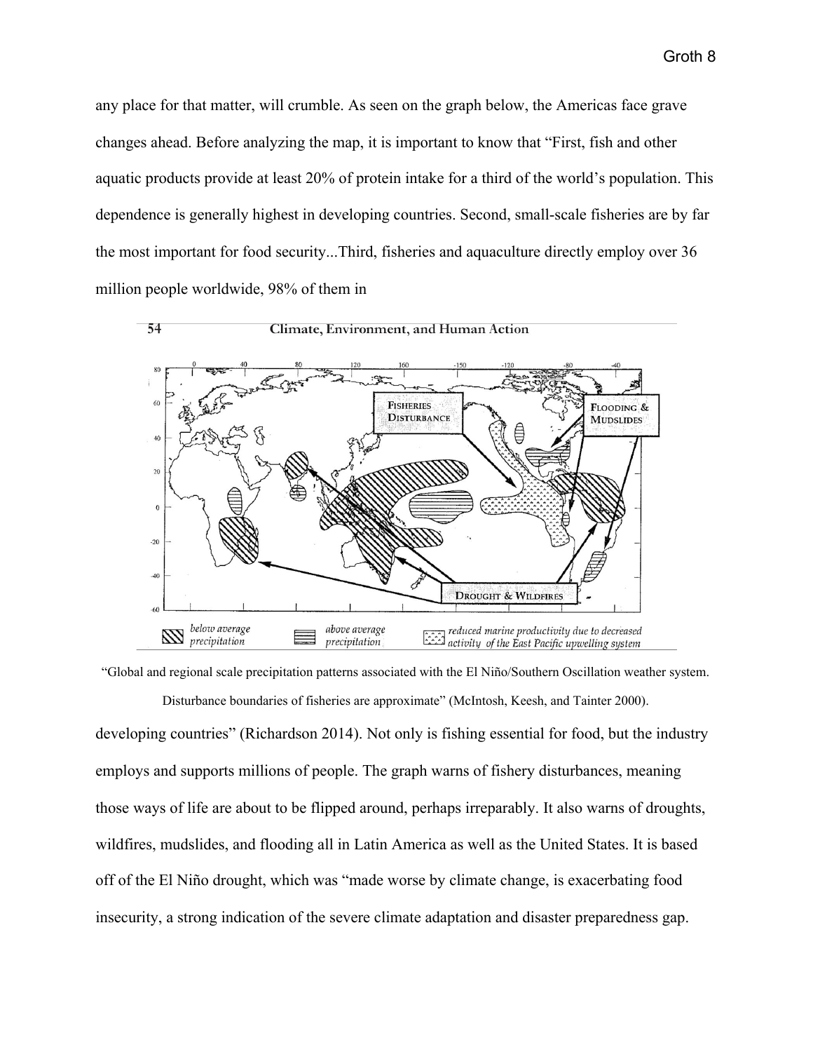any place for that matter, will crumble. As seen on the graph below, the Americas face grave changes ahead. Before analyzing the map, it is important to know that "First, fish and other aquatic products provide at least 20% of protein intake for a third of the world's population. This dependence is generally highest in developing countries. Second, small-scale fisheries are by far the most important for food security...Third, fisheries and aquaculture directly employ over 36 million people worldwide, 98% of them in

"Global and regional scale precipitation patterns associated with the El Niño/Southern Oscillation weather system. Disturbance boundaries of fisheries are approximate" (McIntosh, Keesh, and Tainter 2000).

developing countries" (Richardson 2014). Not only is fishing essential for food, but the industry employs and supports millions of people. The graph warns of fishery disturbances, meaning those ways of life are about to be flipped around, perhaps irreparably. It also warns of droughts, wildfires, mudslides, and flooding all in Latin America as well as the United States. It is based off of the El Niño drought, which was "made worse by climate change, is exacerbating food insecurity, a strong indication of the severe climate adaptation and disaster preparedness gap.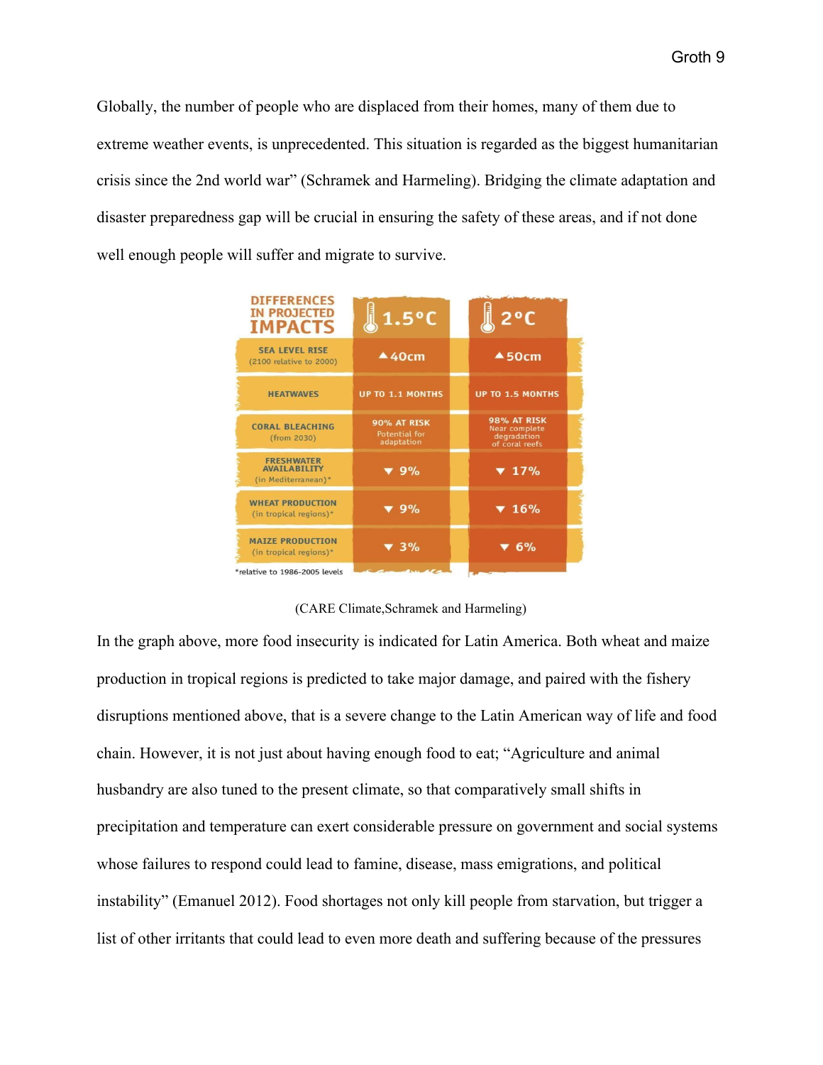Globally, the number of people who are displaced from their homes, many of them due to extreme weather events, is unprecedented. This situation is regarded as the biggest humanitarian crisis since the 2nd world war" (Schramek and Harmeling). Bridging the climate adaptation and disaster preparedness gap will be crucial in ensuring the safety of these areas, and if not done well enough people will suffer and migrate to survive.

| DIFFERENCES IN PROJECTED IMPACTS | 1.5°C | 2°C |
|---|---|---|
| SEA LEVEL RISE (2100 relative to 2000) | ▲40cm | ▲50cm |
| HEATWAVES | UP TO 1.1 MONTHS | UP TO 1.5 MONTHS |
| CORAL BLEACHING (from 2030) | 90% AT RISK Potential for adaptation | 98% AT RISK Near complete degradation of coral reefs |
| FRESHWATER AVAILABILITY (in Mediterranean)* | ▼ 9% | ▼ 17% |
| WHEAT PRODUCTION (in tropical regions)* | ▼ 9% | ▼ 16% |
| MAIZE PRODUCTION (in tropical regions)* | ▼ 3% | ▼ 6% |

*relative to 1986-2005 levels

(CARE Climate,Schramek and Harmeling)

In the graph above, more food insecurity is indicated for Latin America. Both wheat and maize production in tropical regions is predicted to take major damage, and paired with the fishery disruptions mentioned above, that is a severe change to the Latin American way of life and food chain. However, it is not just about having enough food to eat; "Agriculture and animal husbandry are also tuned to the present climate, so that comparatively small shifts in precipitation and temperature can exert considerable pressure on government and social systems whose failures to respond could lead to famine, disease, mass emigrations, and political instability" (Emanuel 2012). Food shortages not only kill people from starvation, but trigger a list of other irritants that could lead to even more death and suffering because of the pressures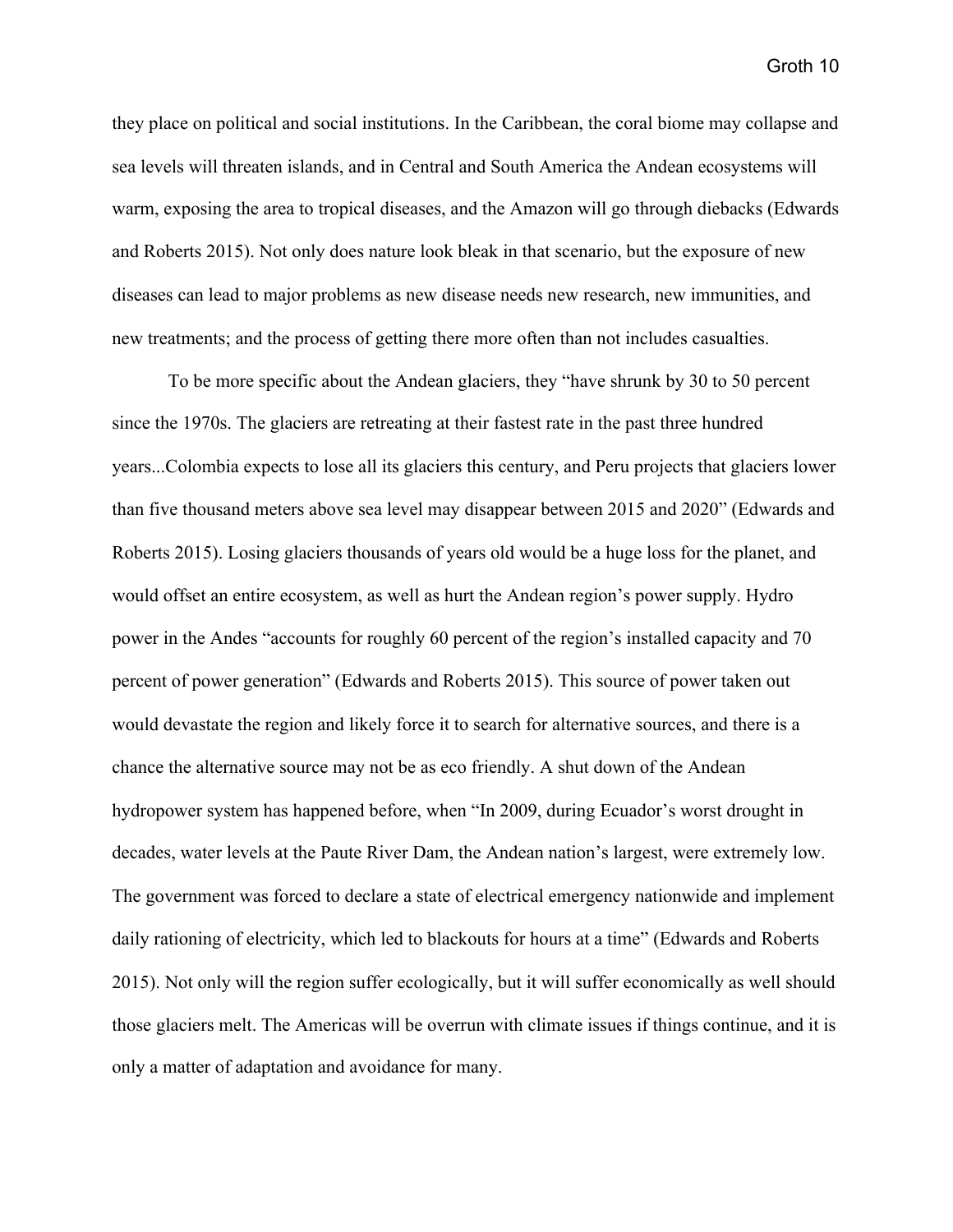they place on political and social institutions. In the Caribbean, the coral biome may collapse and sea levels will threaten islands, and in Central and South America the Andean ecosystems will warm, exposing the area to tropical diseases, and the Amazon will go through diebacks (Edwards and Roberts 2015). Not only does nature look bleak in that scenario, but the exposure of new diseases can lead to major problems as new disease needs new research, new immunities, and new treatments; and the process of getting there more often than not includes casualties.

To be more specific about the Andean glaciers, they "have shrunk by 30 to 50 percent since the 1970s. The glaciers are retreating at their fastest rate in the past three hundred years...Colombia expects to lose all its glaciers this century, and Peru projects that glaciers lower than five thousand meters above sea level may disappear between 2015 and 2020" (Edwards and Roberts 2015). Losing glaciers thousands of years old would be a huge loss for the planet, and would offset an entire ecosystem, as well as hurt the Andean region's power supply. Hydro power in the Andes "accounts for roughly 60 percent of the region's installed capacity and 70 percent of power generation" (Edwards and Roberts 2015). This source of power taken out would devastate the region and likely force it to search for alternative sources, and there is a chance the alternative source may not be as eco friendly. A shut down of the Andean hydropower system has happened before, when "In 2009, during Ecuador's worst drought in decades, water levels at the Paute River Dam, the Andean nation's largest, were extremely low. The government was forced to declare a state of electrical emergency nationwide and implement daily rationing of electricity, which led to blackouts for hours at a time" (Edwards and Roberts 2015). Not only will the region suffer ecologically, but it will suffer economically as well should those glaciers melt. The Americas will be overrun with climate issues if things continue, and it is only a matter of adaptation and avoidance for many.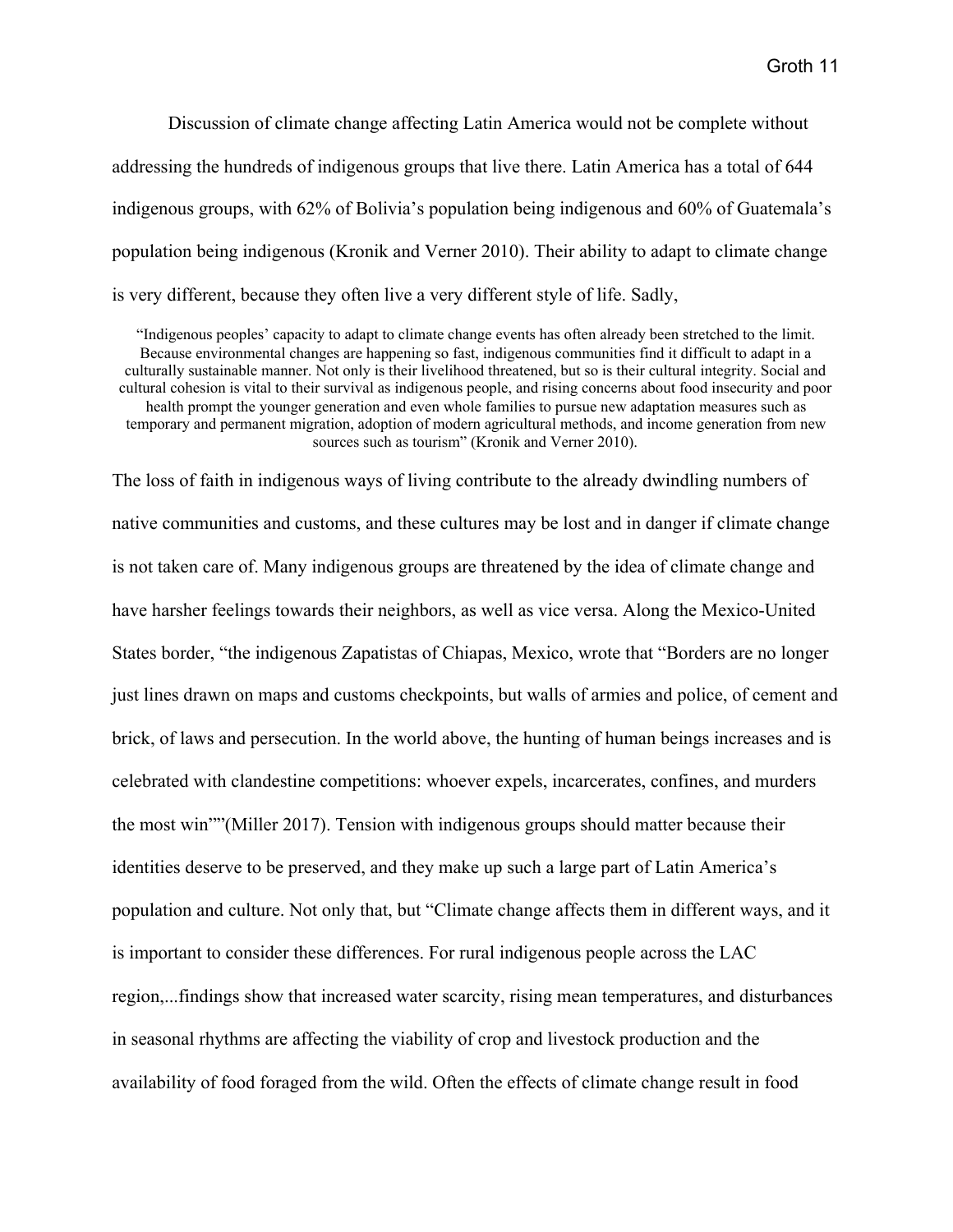Discussion of climate change affecting Latin America would not be complete without addressing the hundreds of indigenous groups that live there. Latin America has a total of 644 indigenous groups, with 62% of Bolivia's population being indigenous and 60% of Guatemala's population being indigenous (Kronik and Verner 2010). Their ability to adapt to climate change is very different, because they often live a very different style of life. Sadly,

> "Indigenous peoples' capacity to adapt to climate change events has often already been stretched to the limit. Because environmental changes are happening so fast, indigenous communities find it difficult to adapt in a culturally sustainable manner. Not only is their livelihood threatened, but so is their cultural integrity. Social and cultural cohesion is vital to their survival as indigenous people, and rising concerns about food insecurity and poor health prompt the younger generation and even whole families to pursue new adaptation measures such as temporary and permanent migration, adoption of modern agricultural methods, and income generation from new sources such as tourism" (Kronik and Verner 2010).

The loss of faith in indigenous ways of living contribute to the already dwindling numbers of native communities and customs, and these cultures may be lost and in danger if climate change is not taken care of. Many indigenous groups are threatened by the idea of climate change and have harsher feelings towards their neighbors, as well as vice versa. Along the Mexico-United States border, "the indigenous Zapatistas of Chiapas, Mexico, wrote that "Borders are no longer just lines drawn on maps and customs checkpoints, but walls of armies and police, of cement and brick, of laws and persecution. In the world above, the hunting of human beings increases and is celebrated with clandestine competitions: whoever expels, incarcerates, confines, and murders the most win""(Miller 2017). Tension with indigenous groups should matter because their identities deserve to be preserved, and they make up such a large part of Latin America's population and culture. Not only that, but "Climate change affects them in different ways, and it is important to consider these differences. For rural indigenous people across the LAC region,...findings show that increased water scarcity, rising mean temperatures, and disturbances in seasonal rhythms are affecting the viability of crop and livestock production and the availability of food foraged from the wild. Often the effects of climate change result in food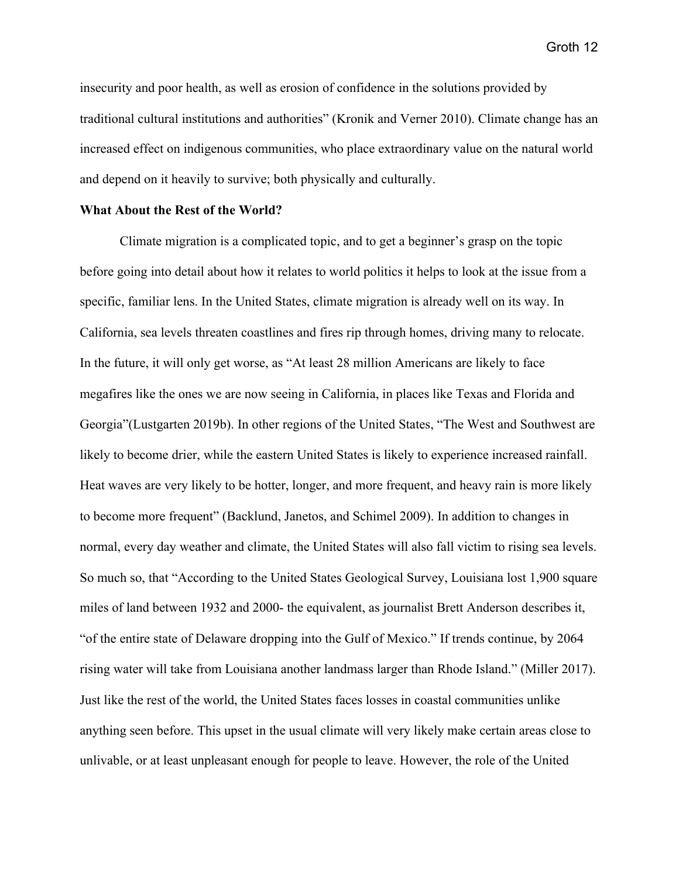insecurity and poor health, as well as erosion of confidence in the solutions provided by traditional cultural institutions and authorities" (Kronik and Verner 2010). Climate change has an increased effect on indigenous communities, who place extraordinary value on the natural world and depend on it heavily to survive; both physically and culturally.

**What About the Rest of the World?**

Climate migration is a complicated topic, and to get a beginner's grasp on the topic before going into detail about how it relates to world politics it helps to look at the issue from a specific, familiar lens. In the United States, climate migration is already well on its way. In California, sea levels threaten coastlines and fires rip through homes, driving many to relocate. In the future, it will only get worse, as "At least 28 million Americans are likely to face megafires like the ones we are now seeing in California, in places like Texas and Florida and Georgia"(Lustgarten 2019b). In other regions of the United States, "The West and Southwest are likely to become drier, while the eastern United States is likely to experience increased rainfall. Heat waves are very likely to be hotter, longer, and more frequent, and heavy rain is more likely to become more frequent" (Backlund, Janetos, and Schimel 2009). In addition to changes in normal, every day weather and climate, the United States will also fall victim to rising sea levels. So much so, that "According to the United States Geological Survey, Louisiana lost 1,900 square miles of land between 1932 and 2000- the equivalent, as journalist Brett Anderson describes it, "of the entire state of Delaware dropping into the Gulf of Mexico." If trends continue, by 2064 rising water will take from Louisiana another landmass larger than Rhode Island." (Miller 2017). Just like the rest of the world, the United States faces losses in coastal communities unlike anything seen before. This upset in the usual climate will very likely make certain areas close to unlivable, or at least unpleasant enough for people to leave. However, the role of the United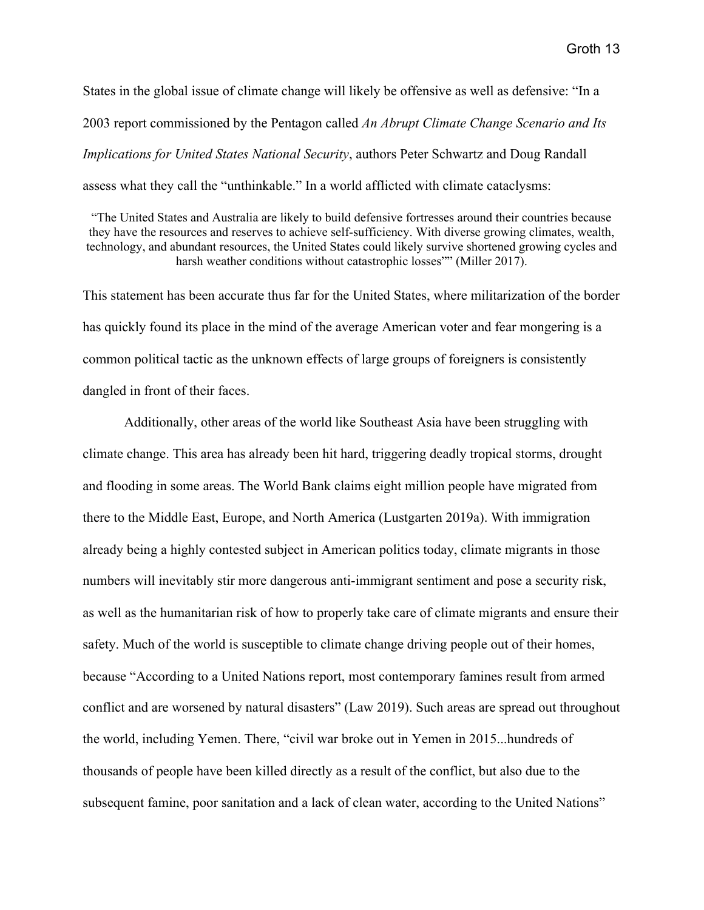States in the global issue of climate change will likely be offensive as well as defensive: "In a 2003 report commissioned by the Pentagon called *An Abrupt Climate Change Scenario and Its Implications for United States National Security*, authors Peter Schwartz and Doug Randall assess what they call the "unthinkable." In a world afflicted with climate cataclysms:

> "The United States and Australia are likely to build defensive fortresses around their countries because they have the resources and reserves to achieve self-sufficiency. With diverse growing climates, wealth, technology, and abundant resources, the United States could likely survive shortened growing cycles and harsh weather conditions without catastrophic losses"" (Miller 2017).

This statement has been accurate thus far for the United States, where militarization of the border has quickly found its place in the mind of the average American voter and fear mongering is a common political tactic as the unknown effects of large groups of foreigners is consistently dangled in front of their faces.

Additionally, other areas of the world like Southeast Asia have been struggling with climate change. This area has already been hit hard, triggering deadly tropical storms, drought and flooding in some areas. The World Bank claims eight million people have migrated from there to the Middle East, Europe, and North America (Lustgarten 2019a). With immigration already being a highly contested subject in American politics today, climate migrants in those numbers will inevitably stir more dangerous anti-immigrant sentiment and pose a security risk, as well as the humanitarian risk of how to properly take care of climate migrants and ensure their safety. Much of the world is susceptible to climate change driving people out of their homes, because "According to a United Nations report, most contemporary famines result from armed conflict and are worsened by natural disasters" (Law 2019). Such areas are spread out throughout the world, including Yemen. There, "civil war broke out in Yemen in 2015...hundreds of thousands of people have been killed directly as a result of the conflict, but also due to the subsequent famine, poor sanitation and a lack of clean water, according to the United Nations"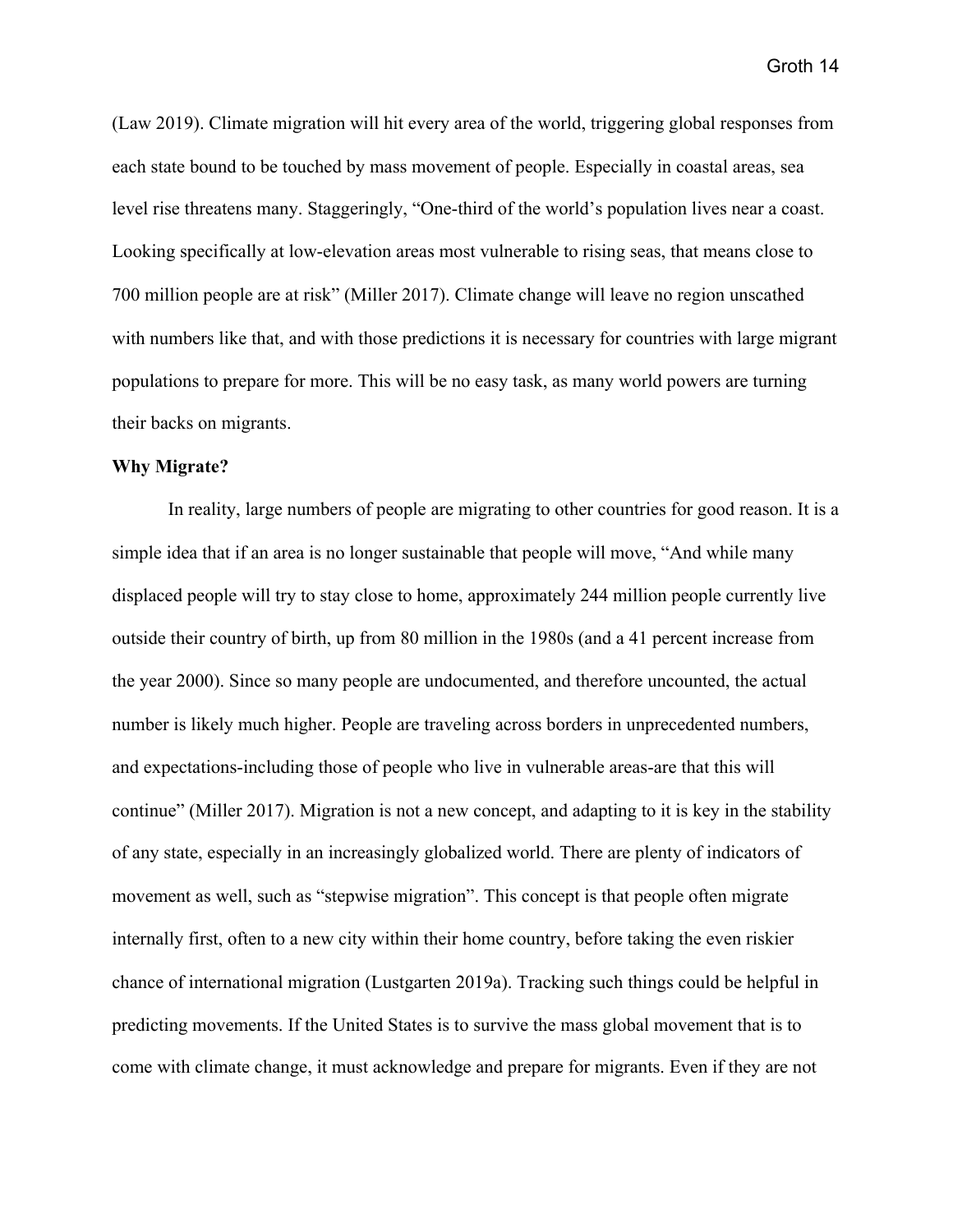(Law 2019). Climate migration will hit every area of the world, triggering global responses from each state bound to be touched by mass movement of people. Especially in coastal areas, sea level rise threatens many. Staggeringly, "One-third of the world's population lives near a coast. Looking specifically at low-elevation areas most vulnerable to rising seas, that means close to 700 million people are at risk" (Miller 2017). Climate change will leave no region unscathed with numbers like that, and with those predictions it is necessary for countries with large migrant populations to prepare for more. This will be no easy task, as many world powers are turning their backs on migrants.

**Why Migrate?**

In reality, large numbers of people are migrating to other countries for good reason. It is a simple idea that if an area is no longer sustainable that people will move, "And while many displaced people will try to stay close to home, approximately 244 million people currently live outside their country of birth, up from 80 million in the 1980s (and a 41 percent increase from the year 2000). Since so many people are undocumented, and therefore uncounted, the actual number is likely much higher. People are traveling across borders in unprecedented numbers, and expectations-including those of people who live in vulnerable areas-are that this will continue" (Miller 2017). Migration is not a new concept, and adapting to it is key in the stability of any state, especially in an increasingly globalized world. There are plenty of indicators of movement as well, such as "stepwise migration". This concept is that people often migrate internally first, often to a new city within their home country, before taking the even riskier chance of international migration (Lustgarten 2019a). Tracking such things could be helpful in predicting movements. If the United States is to survive the mass global movement that is to come with climate change, it must acknowledge and prepare for migrants. Even if they are not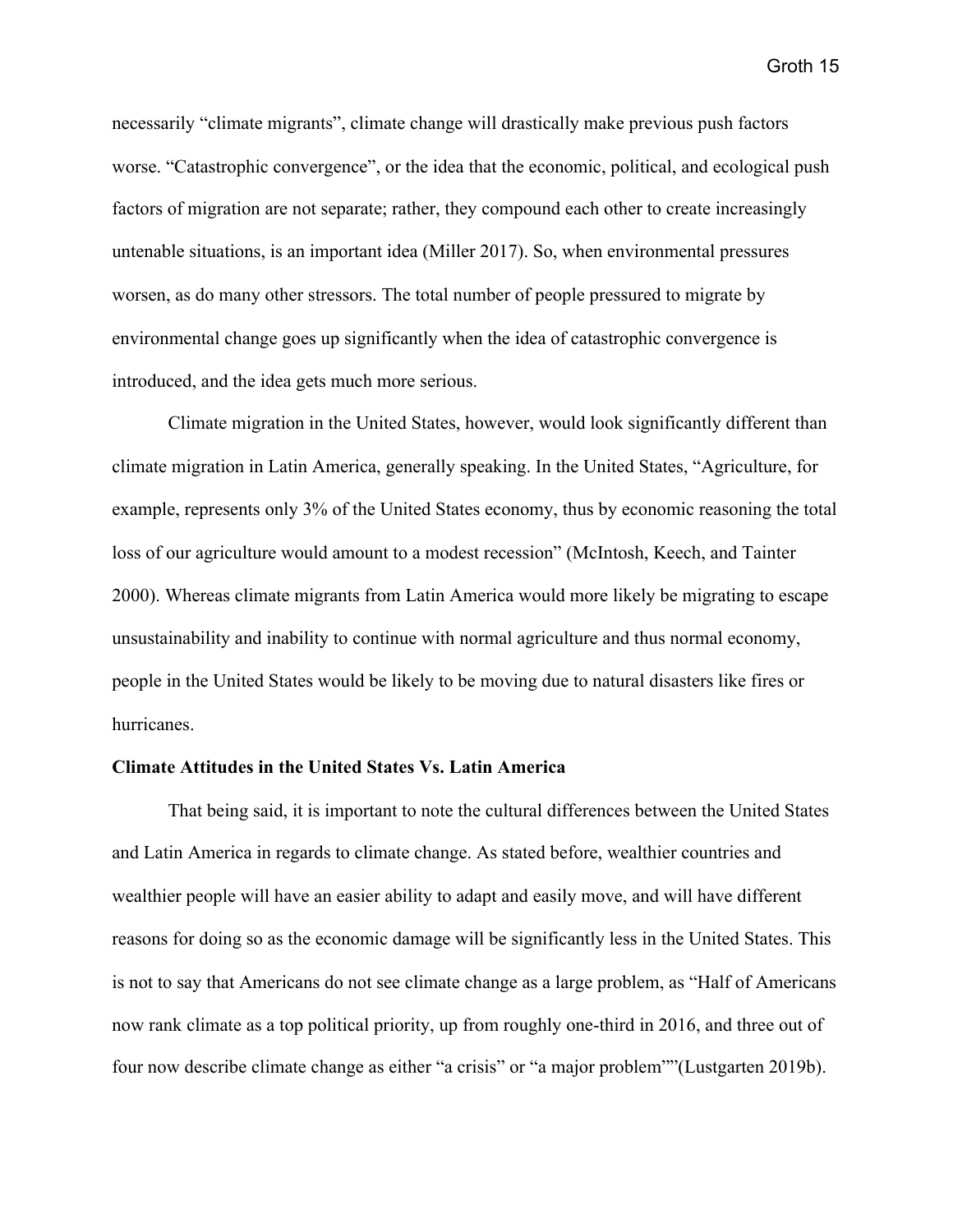necessarily "climate migrants", climate change will drastically make previous push factors worse. "Catastrophic convergence", or the idea that the economic, political, and ecological push factors of migration are not separate; rather, they compound each other to create increasingly untenable situations, is an important idea (Miller 2017). So, when environmental pressures worsen, as do many other stressors. The total number of people pressured to migrate by environmental change goes up significantly when the idea of catastrophic convergence is introduced, and the idea gets much more serious.

Climate migration in the United States, however, would look significantly different than climate migration in Latin America, generally speaking. In the United States, "Agriculture, for example, represents only 3% of the United States economy, thus by economic reasoning the total loss of our agriculture would amount to a modest recession" (McIntosh, Keech, and Tainter 2000). Whereas climate migrants from Latin America would more likely be migrating to escape unsustainability and inability to continue with normal agriculture and thus normal economy, people in the United States would be likely to be moving due to natural disasters like fires or hurricanes.

**Climate Attitudes in the United States Vs. Latin America**

That being said, it is important to note the cultural differences between the United States and Latin America in regards to climate change. As stated before, wealthier countries and wealthier people will have an easier ability to adapt and easily move, and will have different reasons for doing so as the economic damage will be significantly less in the United States. This is not to say that Americans do not see climate change as a large problem, as "Half of Americans now rank climate as a top political priority, up from roughly one-third in 2016, and three out of four now describe climate change as either "a crisis" or "a major problem""(Lustgarten 2019b).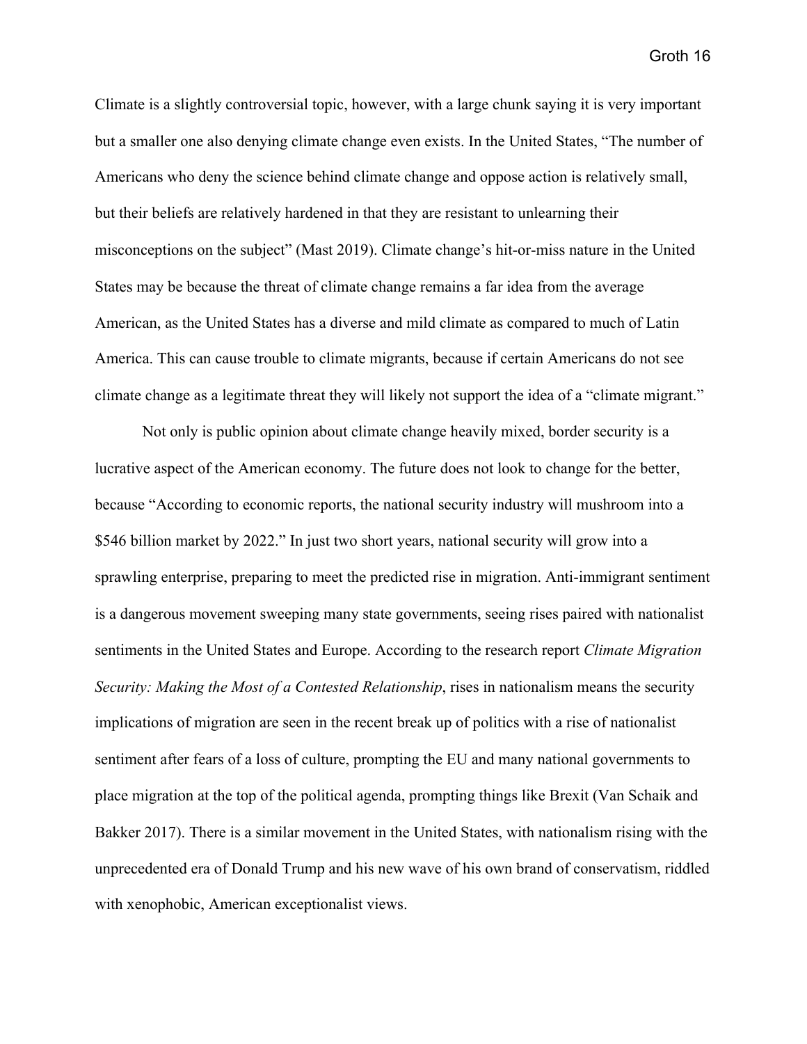Climate is a slightly controversial topic, however, with a large chunk saying it is very important but a smaller one also denying climate change even exists. In the United States, "The number of Americans who deny the science behind climate change and oppose action is relatively small, but their beliefs are relatively hardened in that they are resistant to unlearning their misconceptions on the subject" (Mast 2019). Climate change's hit-or-miss nature in the United States may be because the threat of climate change remains a far idea from the average American, as the United States has a diverse and mild climate as compared to much of Latin America. This can cause trouble to climate migrants, because if certain Americans do not see climate change as a legitimate threat they will likely not support the idea of a "climate migrant."

Not only is public opinion about climate change heavily mixed, border security is a lucrative aspect of the American economy. The future does not look to change for the better, because "According to economic reports, the national security industry will mushroom into a $546 billion market by 2022." In just two short years, national security will grow into a sprawling enterprise, preparing to meet the predicted rise in migration. Anti-immigrant sentiment is a dangerous movement sweeping many state governments, seeing rises paired with nationalist sentiments in the United States and Europe. According to the research report *Climate Migration Security: Making the Most of a Contested Relationship*, rises in nationalism means the security implications of migration are seen in the recent break up of politics with a rise of nationalist sentiment after fears of a loss of culture, prompting the EU and many national governments to place migration at the top of the political agenda, prompting things like Brexit (Van Schaik and Bakker 2017). There is a similar movement in the United States, with nationalism rising with the unprecedented era of Donald Trump and his new wave of his own brand of conservatism, riddled with xenophobic, American exceptionalist views.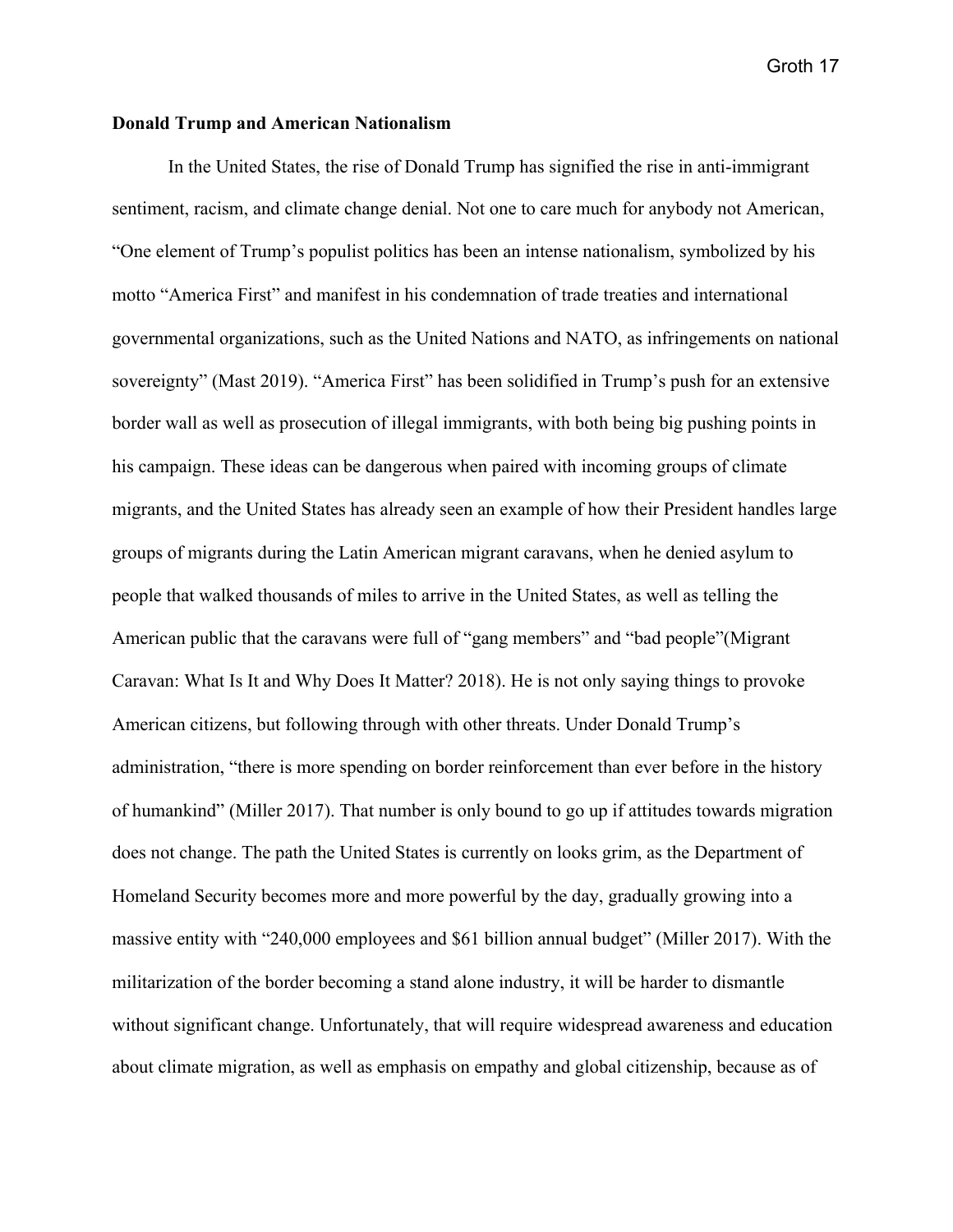**Donald Trump and American Nationalism**

In the United States, the rise of Donald Trump has signified the rise in anti-immigrant sentiment, racism, and climate change denial. Not one to care much for anybody not American, "One element of Trump's populist politics has been an intense nationalism, symbolized by his motto "America First" and manifest in his condemnation of trade treaties and international governmental organizations, such as the United Nations and NATO, as infringements on national sovereignty" (Mast 2019). "America First" has been solidified in Trump's push for an extensive border wall as well as prosecution of illegal immigrants, with both being big pushing points in his campaign. These ideas can be dangerous when paired with incoming groups of climate migrants, and the United States has already seen an example of how their President handles large groups of migrants during the Latin American migrant caravans, when he denied asylum to people that walked thousands of miles to arrive in the United States, as well as telling the American public that the caravans were full of "gang members" and "bad people"(Migrant Caravan: What Is It and Why Does It Matter? 2018). He is not only saying things to provoke American citizens, but following through with other threats. Under Donald Trump's administration, "there is more spending on border reinforcement than ever before in the history of humankind" (Miller 2017). That number is only bound to go up if attitudes towards migration does not change. The path the United States is currently on looks grim, as the Department of Homeland Security becomes more and more powerful by the day, gradually growing into a massive entity with "240,000 employees and $61 billion annual budget" (Miller 2017). With the militarization of the border becoming a stand alone industry, it will be harder to dismantle without significant change. Unfortunately, that will require widespread awareness and education about climate migration, as well as emphasis on empathy and global citizenship, because as of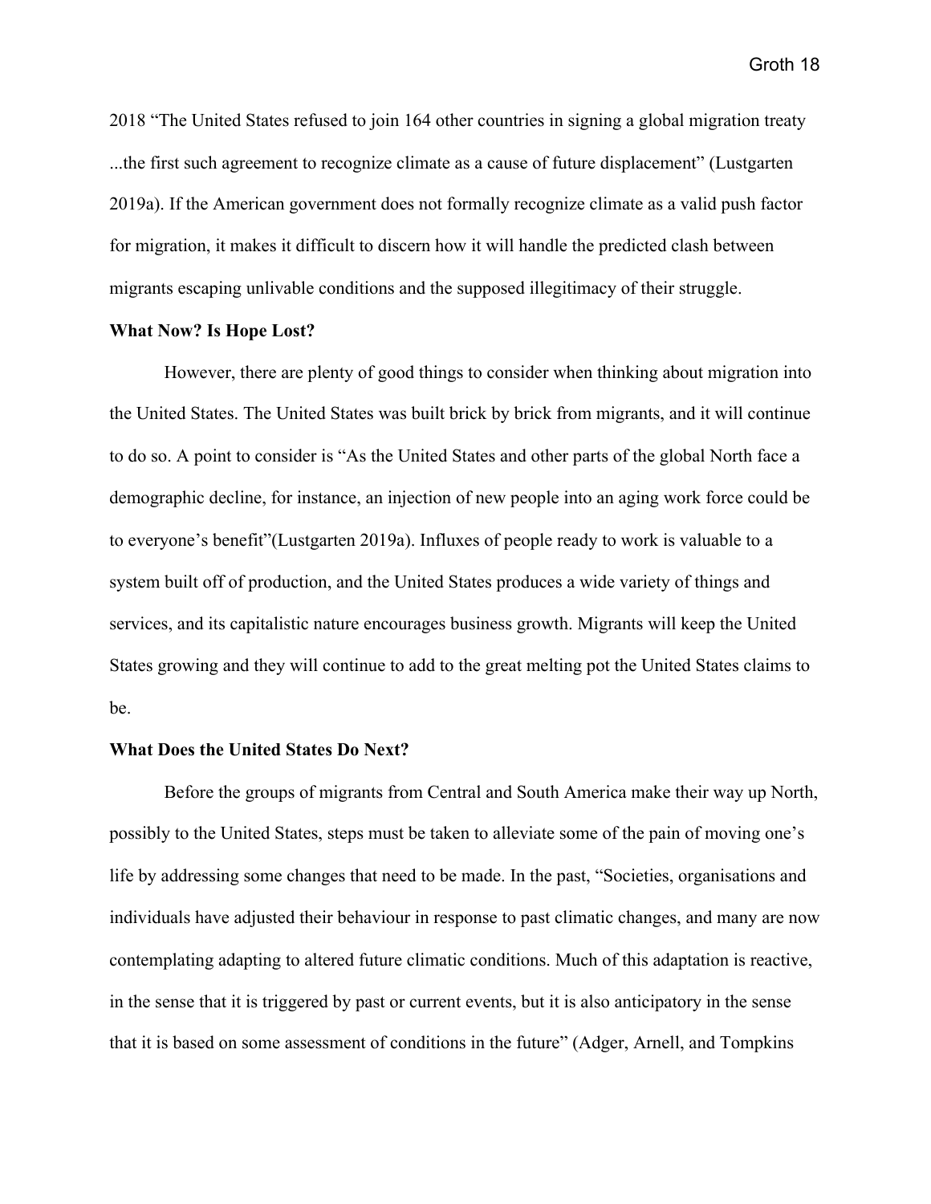2018 “The United States refused to join 164 other countries in signing a global migration treaty ...the first such agreement to recognize climate as a cause of future displacement” (Lustgarten 2019a). If the American government does not formally recognize climate as a valid push factor for migration, it makes it difficult to discern how it will handle the predicted clash between migrants escaping unlivable conditions and the supposed illegitimacy of their struggle.

**What Now? Is Hope Lost?**

However, there are plenty of good things to consider when thinking about migration into the United States. The United States was built brick by brick from migrants, and it will continue to do so. A point to consider is “As the United States and other parts of the global North face a demographic decline, for instance, an injection of new people into an aging work force could be to everyone’s benefit”(Lustgarten 2019a). Influxes of people ready to work is valuable to a system built off of production, and the United States produces a wide variety of things and services, and its capitalistic nature encourages business growth. Migrants will keep the United States growing and they will continue to add to the great melting pot the United States claims to be.

**What Does the United States Do Next?**

Before the groups of migrants from Central and South America make their way up North, possibly to the United States, steps must be taken to alleviate some of the pain of moving one’s life by addressing some changes that need to be made. In the past, “Societies, organisations and individuals have adjusted their behaviour in response to past climatic changes, and many are now contemplating adapting to altered future climatic conditions. Much of this adaptation is reactive, in the sense that it is triggered by past or current events, but it is also anticipatory in the sense that it is based on some assessment of conditions in the future” (Adger, Arnell, and Tompkins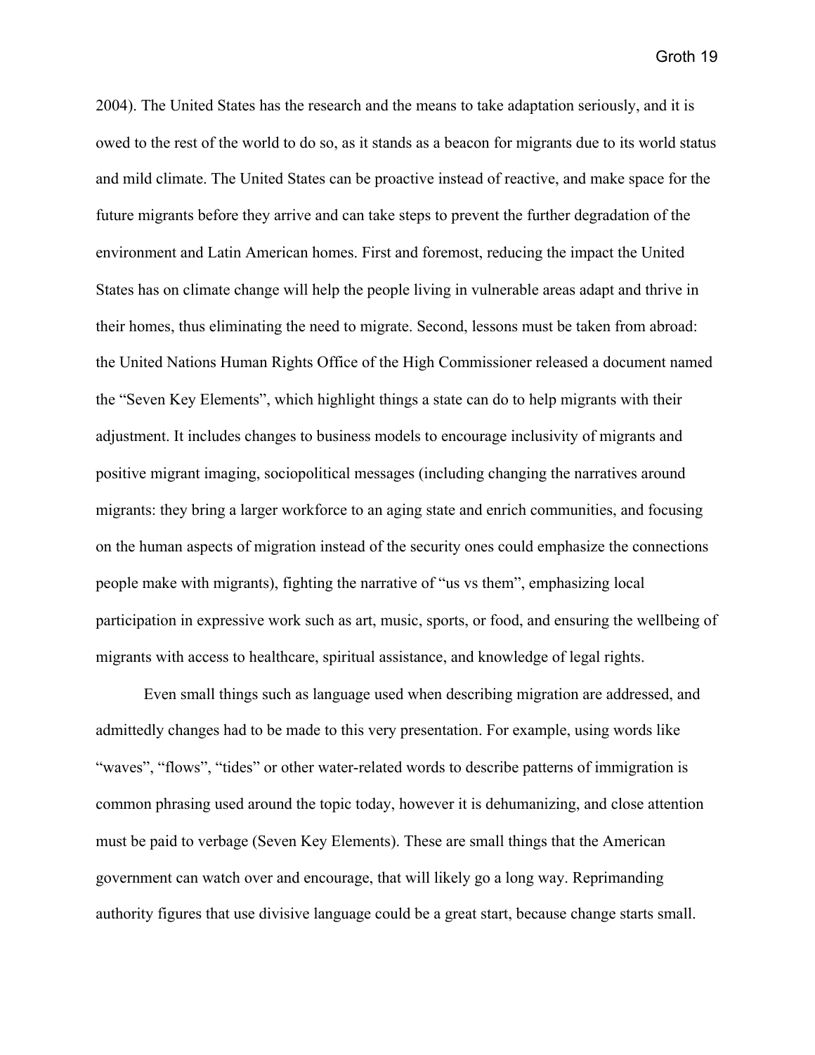2004). The United States has the research and the means to take adaptation seriously, and it is owed to the rest of the world to do so, as it stands as a beacon for migrants due to its world status and mild climate. The United States can be proactive instead of reactive, and make space for the future migrants before they arrive and can take steps to prevent the further degradation of the environment and Latin American homes. First and foremost, reducing the impact the United States has on climate change will help the people living in vulnerable areas adapt and thrive in their homes, thus eliminating the need to migrate. Second, lessons must be taken from abroad: the United Nations Human Rights Office of the High Commissioner released a document named the "Seven Key Elements", which highlight things a state can do to help migrants with their adjustment. It includes changes to business models to encourage inclusivity of migrants and positive migrant imaging, sociopolitical messages (including changing the narratives around migrants: they bring a larger workforce to an aging state and enrich communities, and focusing on the human aspects of migration instead of the security ones could emphasize the connections people make with migrants), fighting the narrative of "us vs them", emphasizing local participation in expressive work such as art, music, sports, or food, and ensuring the wellbeing of migrants with access to healthcare, spiritual assistance, and knowledge of legal rights.

Even small things such as language used when describing migration are addressed, and admittedly changes had to be made to this very presentation. For example, using words like "waves", "flows", "tides" or other water-related words to describe patterns of immigration is common phrasing used around the topic today, however it is dehumanizing, and close attention must be paid to verbage (Seven Key Elements). These are small things that the American government can watch over and encourage, that will likely go a long way. Reprimanding authority figures that use divisive language could be a great start, because change starts small.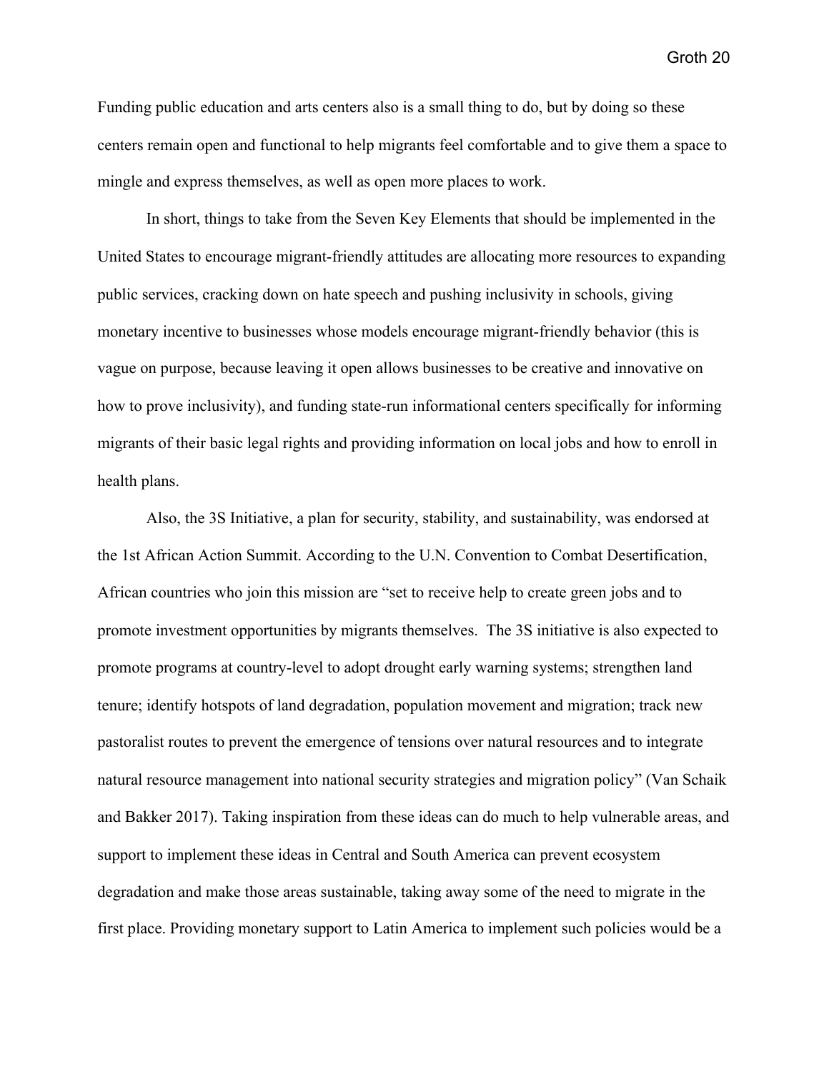Funding public education and arts centers also is a small thing to do, but by doing so these centers remain open and functional to help migrants feel comfortable and to give them a space to mingle and express themselves, as well as open more places to work.

In short, things to take from the Seven Key Elements that should be implemented in the United States to encourage migrant-friendly attitudes are allocating more resources to expanding public services, cracking down on hate speech and pushing inclusivity in schools, giving monetary incentive to businesses whose models encourage migrant-friendly behavior (this is vague on purpose, because leaving it open allows businesses to be creative and innovative on how to prove inclusivity), and funding state-run informational centers specifically for informing migrants of their basic legal rights and providing information on local jobs and how to enroll in health plans.

Also, the 3S Initiative, a plan for security, stability, and sustainability, was endorsed at the 1st African Action Summit. According to the U.N. Convention to Combat Desertification, African countries who join this mission are "set to receive help to create green jobs and to promote investment opportunities by migrants themselves. The 3S initiative is also expected to promote programs at country-level to adopt drought early warning systems; strengthen land tenure; identify hotspots of land degradation, population movement and migration; track new pastoralist routes to prevent the emergence of tensions over natural resources and to integrate natural resource management into national security strategies and migration policy" (Van Schaik and Bakker 2017). Taking inspiration from these ideas can do much to help vulnerable areas, and support to implement these ideas in Central and South America can prevent ecosystem degradation and make those areas sustainable, taking away some of the need to migrate in the first place. Providing monetary support to Latin America to implement such policies would be a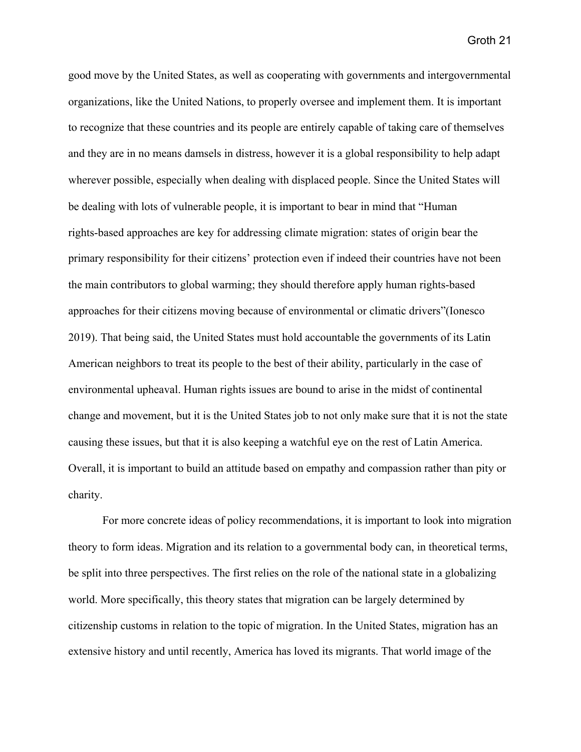good move by the United States, as well as cooperating with governments and intergovernmental organizations, like the United Nations, to properly oversee and implement them. It is important to recognize that these countries and its people are entirely capable of taking care of themselves and they are in no means damsels in distress, however it is a global responsibility to help adapt wherever possible, especially when dealing with displaced people. Since the United States will be dealing with lots of vulnerable people, it is important to bear in mind that "Human rights-based approaches are key for addressing climate migration: states of origin bear the primary responsibility for their citizens' protection even if indeed their countries have not been the main contributors to global warming; they should therefore apply human rights-based approaches for their citizens moving because of environmental or climatic drivers"(Ionesco 2019). That being said, the United States must hold accountable the governments of its Latin American neighbors to treat its people to the best of their ability, particularly in the case of environmental upheaval. Human rights issues are bound to arise in the midst of continental change and movement, but it is the United States job to not only make sure that it is not the state causing these issues, but that it is also keeping a watchful eye on the rest of Latin America. Overall, it is important to build an attitude based on empathy and compassion rather than pity or charity.

For more concrete ideas of policy recommendations, it is important to look into migration theory to form ideas. Migration and its relation to a governmental body can, in theoretical terms, be split into three perspectives. The first relies on the role of the national state in a globalizing world. More specifically, this theory states that migration can be largely determined by citizenship customs in relation to the topic of migration. In the United States, migration has an extensive history and until recently, America has loved its migrants. That world image of the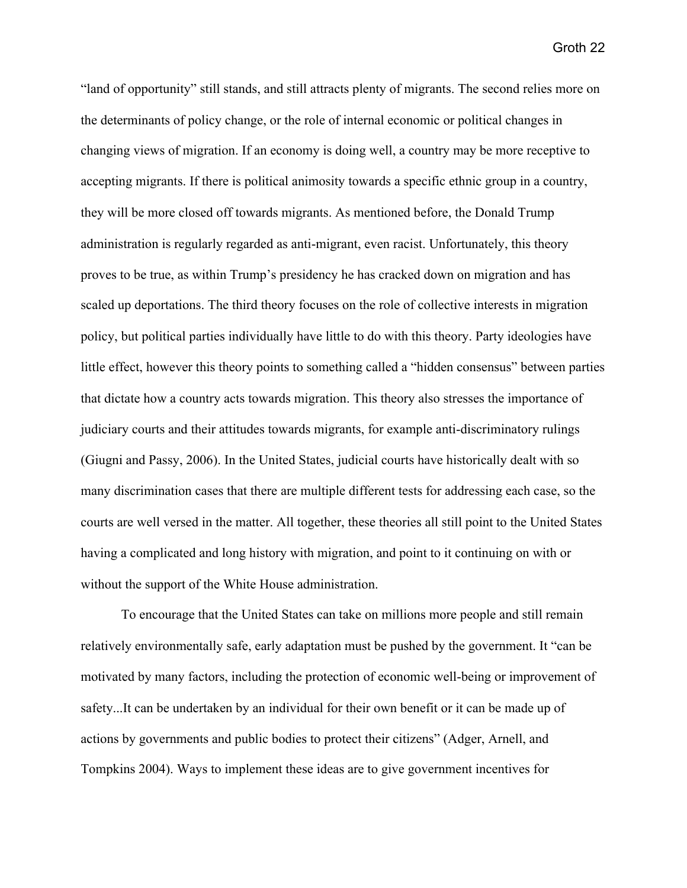"land of opportunity" still stands, and still attracts plenty of migrants. The second relies more on the determinants of policy change, or the role of internal economic or political changes in changing views of migration. If an economy is doing well, a country may be more receptive to accepting migrants. If there is political animosity towards a specific ethnic group in a country, they will be more closed off towards migrants. As mentioned before, the Donald Trump administration is regularly regarded as anti-migrant, even racist. Unfortunately, this theory proves to be true, as within Trump's presidency he has cracked down on migration and has scaled up deportations. The third theory focuses on the role of collective interests in migration policy, but political parties individually have little to do with this theory. Party ideologies have little effect, however this theory points to something called a "hidden consensus" between parties that dictate how a country acts towards migration. This theory also stresses the importance of judiciary courts and their attitudes towards migrants, for example anti-discriminatory rulings (Giugni and Passy, 2006). In the United States, judicial courts have historically dealt with so many discrimination cases that there are multiple different tests for addressing each case, so the courts are well versed in the matter. All together, these theories all still point to the United States having a complicated and long history with migration, and point to it continuing on with or without the support of the White House administration.

To encourage that the United States can take on millions more people and still remain relatively environmentally safe, early adaptation must be pushed by the government. It "can be motivated by many factors, including the protection of economic well-being or improvement of safety...It can be undertaken by an individual for their own benefit or it can be made up of actions by governments and public bodies to protect their citizens" (Adger, Arnell, and Tompkins 2004). Ways to implement these ideas are to give government incentives for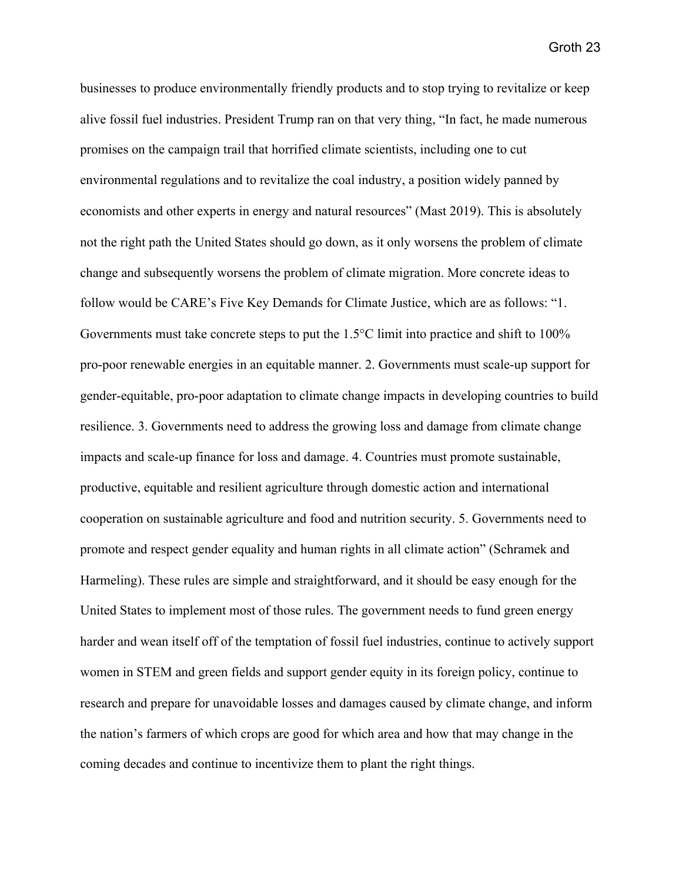businesses to produce environmentally friendly products and to stop trying to revitalize or keep alive fossil fuel industries. President Trump ran on that very thing, "In fact, he made numerous promises on the campaign trail that horrified climate scientists, including one to cut environmental regulations and to revitalize the coal industry, a position widely panned by economists and other experts in energy and natural resources" (Mast 2019). This is absolutely not the right path the United States should go down, as it only worsens the problem of climate change and subsequently worsens the problem of climate migration. More concrete ideas to follow would be CARE's Five Key Demands for Climate Justice, which are as follows: "1. Governments must take concrete steps to put the 1.5°C limit into practice and shift to 100% pro-poor renewable energies in an equitable manner. 2. Governments must scale-up support for gender-equitable, pro-poor adaptation to climate change impacts in developing countries to build resilience. 3. Governments need to address the growing loss and damage from climate change impacts and scale-up finance for loss and damage. 4. Countries must promote sustainable, productive, equitable and resilient agriculture through domestic action and international cooperation on sustainable agriculture and food and nutrition security. 5. Governments need to promote and respect gender equality and human rights in all climate action" (Schramek and Harmeling). These rules are simple and straightforward, and it should be easy enough for the United States to implement most of those rules. The government needs to fund green energy harder and wean itself off of the temptation of fossil fuel industries, continue to actively support women in STEM and green fields and support gender equity in its foreign policy, continue to research and prepare for unavoidable losses and damages caused by climate change, and inform the nation's farmers of which crops are good for which area and how that may change in the coming decades and continue to incentivize them to plant the right things.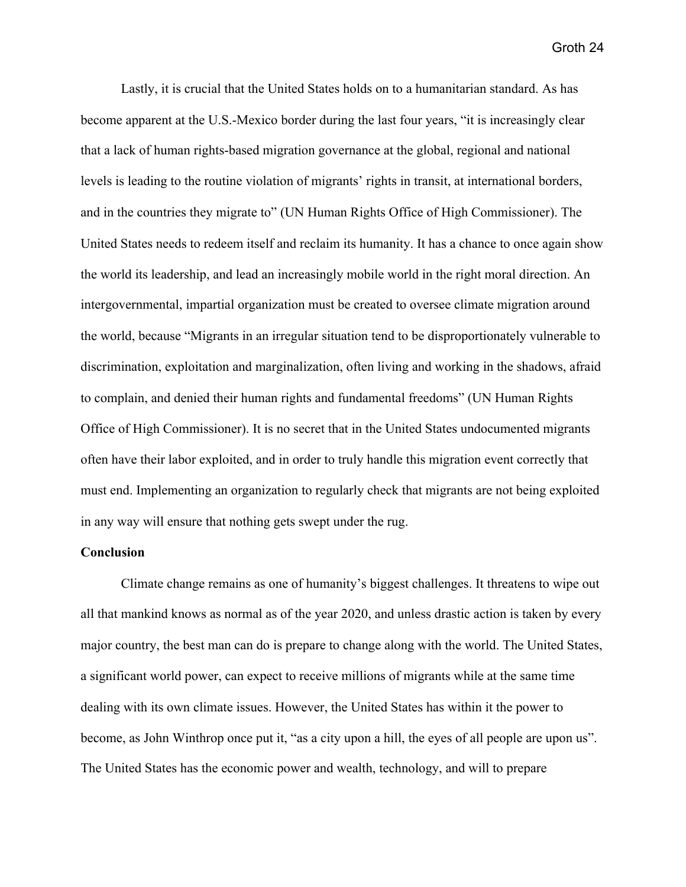Lastly, it is crucial that the United States holds on to a humanitarian standard. As has become apparent at the U.S.-Mexico border during the last four years, “it is increasingly clear that a lack of human rights-based migration governance at the global, regional and national levels is leading to the routine violation of migrants’ rights in transit, at international borders, and in the countries they migrate to” (UN Human Rights Office of High Commissioner). The United States needs to redeem itself and reclaim its humanity. It has a chance to once again show the world its leadership, and lead an increasingly mobile world in the right moral direction. An intergovernmental, impartial organization must be created to oversee climate migration around the world, because “Migrants in an irregular situation tend to be disproportionately vulnerable to discrimination, exploitation and marginalization, often living and working in the shadows, afraid to complain, and denied their human rights and fundamental freedoms” (UN Human Rights Office of High Commissioner). It is no secret that in the United States undocumented migrants often have their labor exploited, and in order to truly handle this migration event correctly that must end. Implementing an organization to regularly check that migrants are not being exploited in any way will ensure that nothing gets swept under the rug.

**Conclusion**

Climate change remains as one of humanity’s biggest challenges. It threatens to wipe out all that mankind knows as normal as of the year 2020, and unless drastic action is taken by every major country, the best man can do is prepare to change along with the world. The United States, a significant world power, can expect to receive millions of migrants while at the same time dealing with its own climate issues. However, the United States has within it the power to become, as John Winthrop once put it, “as a city upon a hill, the eyes of all people are upon us”. The United States has the economic power and wealth, technology, and will to prepare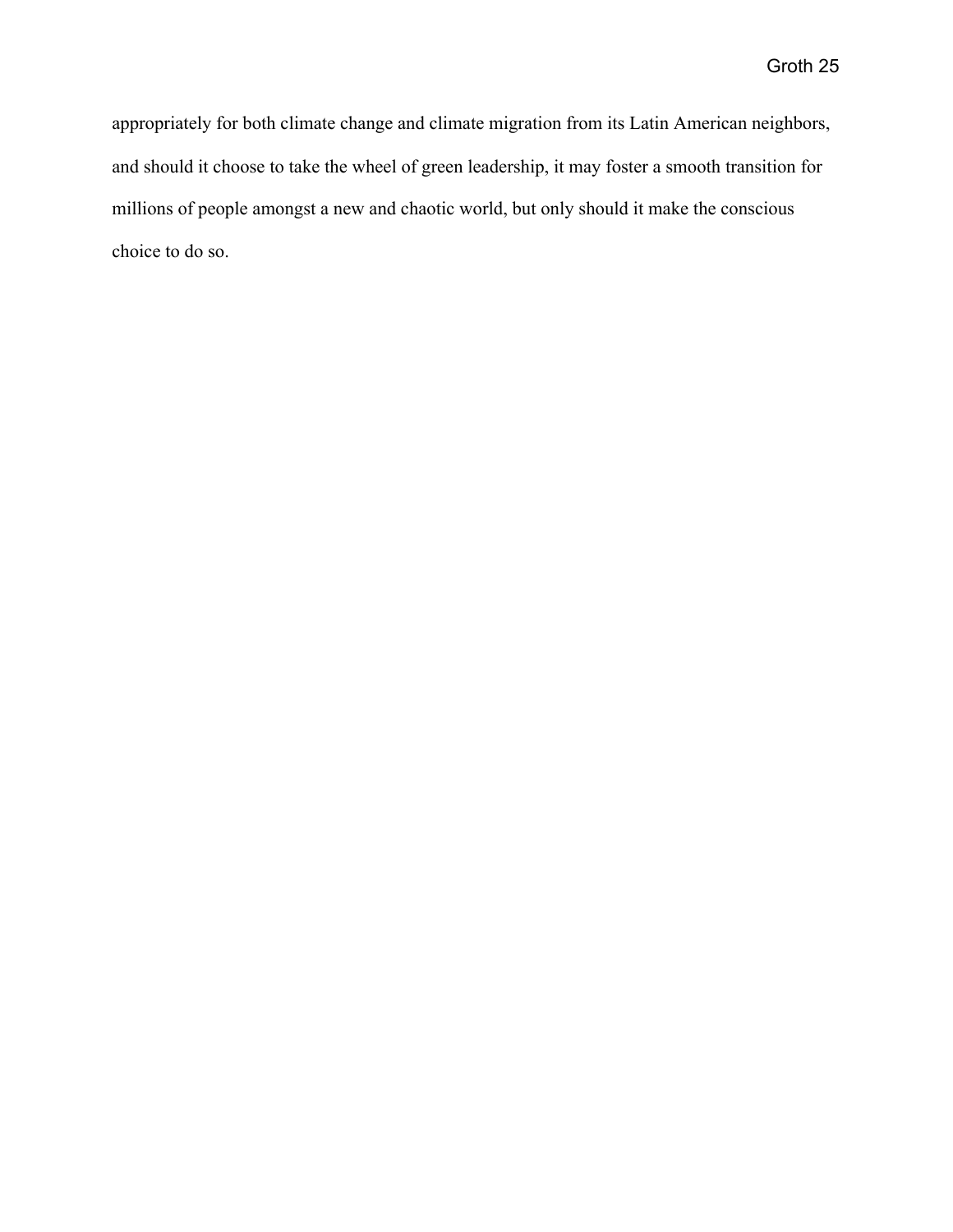appropriately for both climate change and climate migration from its Latin American neighbors, and should it choose to take the wheel of green leadership, it may foster a smooth transition for millions of people amongst a new and chaotic world, but only should it make the conscious choice to do so.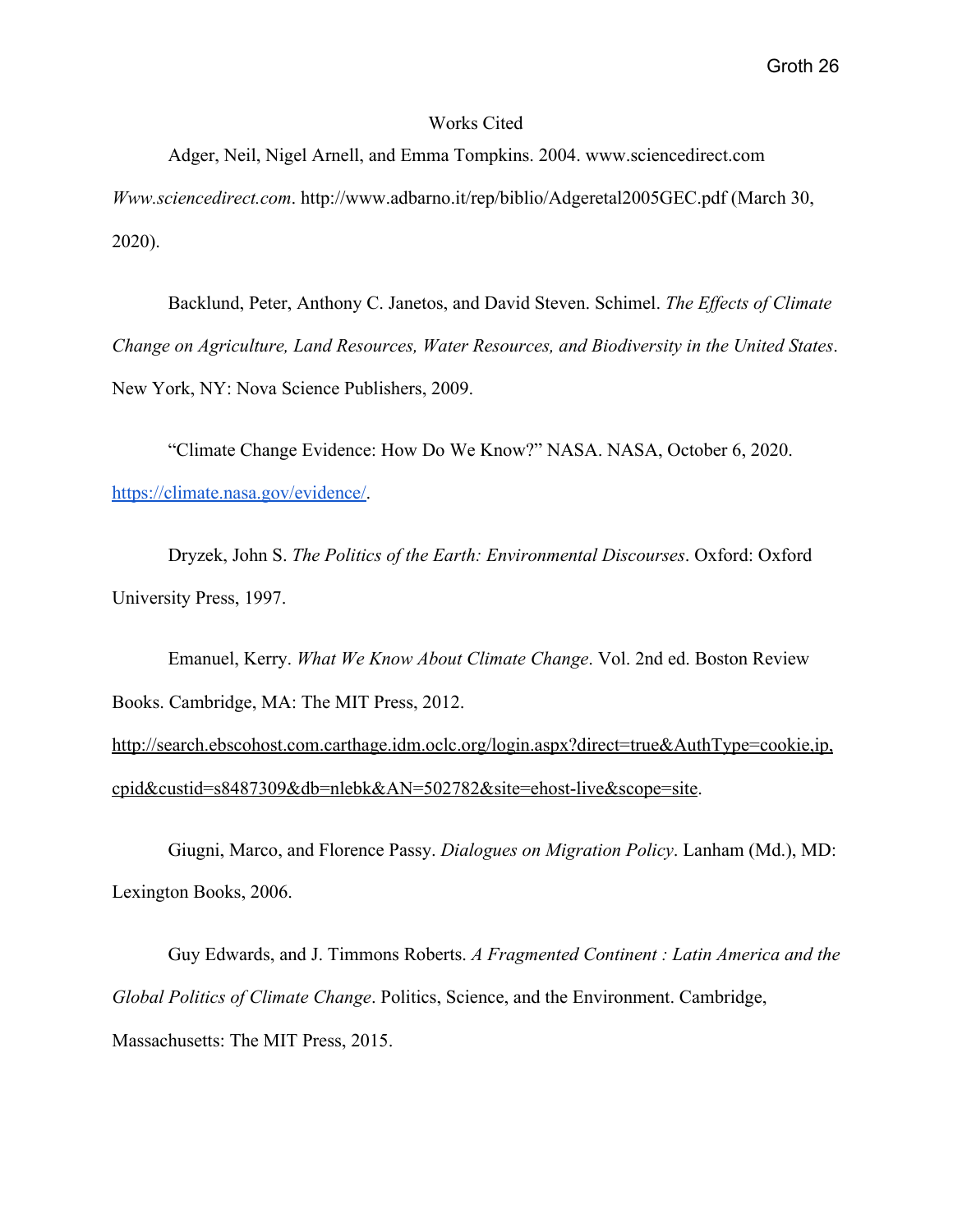# Works Cited

Adger, Neil, Nigel Arnell, and Emma Tompkins. 2004. www.sciencedirect.com *Www.sciencedirect.com*. http://www.adbarno.it/rep/biblio/Adgeretal2005GEC.pdf (March 30, 2020).

Backlund, Peter, Anthony C. Janetos, and David Steven. Schimel. *The Effects of Climate Change on Agriculture, Land Resources, Water Resources, and Biodiversity in the United States*. New York, NY: Nova Science Publishers, 2009.

"Climate Change Evidence: How Do We Know?" NASA. NASA, October 6, 2020. https://climate.nasa.gov/evidence/.

Dryzek, John S. *The Politics of the Earth: Environmental Discourses*. Oxford: Oxford University Press, 1997.

Emanuel, Kerry. *What We Know About Climate Change*. Vol. 2nd ed. Boston Review Books. Cambridge, MA: The MIT Press, 2012. http://search.ebscohost.com.carthage.idm.oclc.org/login.aspx?direct=true&AuthType=cookie,ip,cpid&custid=s8487309&db=nlebk&AN=502782&site=ehost-live&scope=site.

Giugni, Marco, and Florence Passy. *Dialogues on Migration Policy*. Lanham (Md.), MD: Lexington Books, 2006.

Guy Edwards, and J. Timmons Roberts. *A Fragmented Continent : Latin America and the Global Politics of Climate Change*. Politics, Science, and the Environment. Cambridge, Massachusetts: The MIT Press, 2015.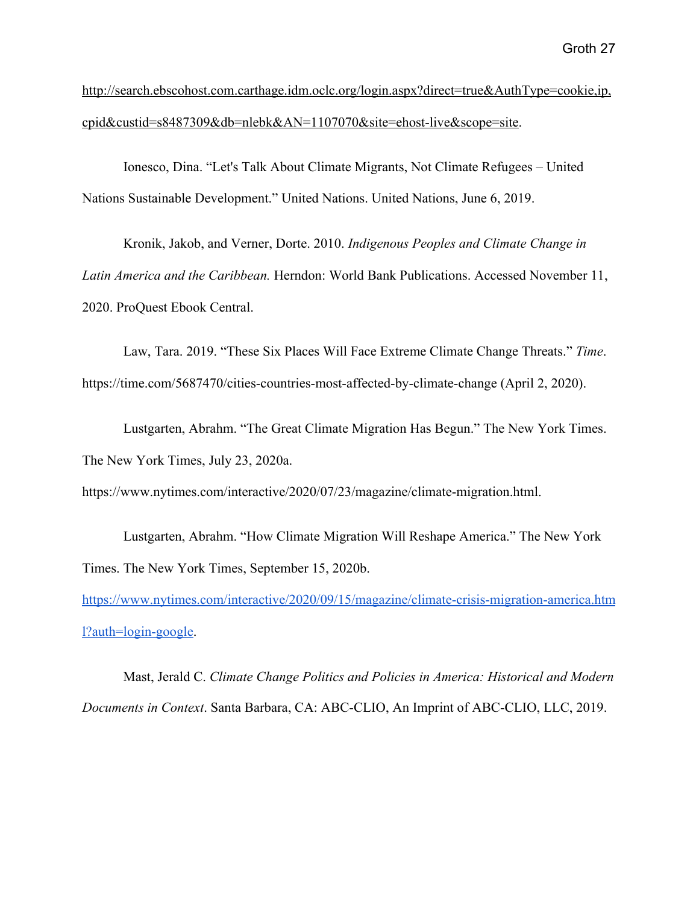http://search.ebscohost.com.carthage.idm.oclc.org/login.aspx?direct=true&AuthType=cookie,ip,cpid&custid=s8487309&db=nlebk&AN=1107070&site=ehost-live&scope=site.

Ionesco, Dina. "Let's Talk About Climate Migrants, Not Climate Refugees – United Nations Sustainable Development." United Nations. United Nations, June 6, 2019.

Kronik, Jakob, and Verner, Dorte. 2010. *Indigenous Peoples and Climate Change in Latin America and the Caribbean.* Herndon: World Bank Publications. Accessed November 11, 2020. ProQuest Ebook Central.

Law, Tara. 2019. "These Six Places Will Face Extreme Climate Change Threats." *Time*. https://time.com/5687470/cities-countries-most-affected-by-climate-change (April 2, 2020).

Lustgarten, Abrahm. "The Great Climate Migration Has Begun." The New York Times. The New York Times, July 23, 2020a. https://www.nytimes.com/interactive/2020/07/23/magazine/climate-migration.html.

Lustgarten, Abrahm. "How Climate Migration Will Reshape America." The New York Times. The New York Times, September 15, 2020b. https://www.nytimes.com/interactive/2020/09/15/magazine/climate-crisis-migration-america.html?auth=login-google.

Mast, Jerald C. *Climate Change Politics and Policies in America: Historical and Modern Documents in Context*. Santa Barbara, CA: ABC-CLIO, An Imprint of ABC-CLIO, LLC, 2019.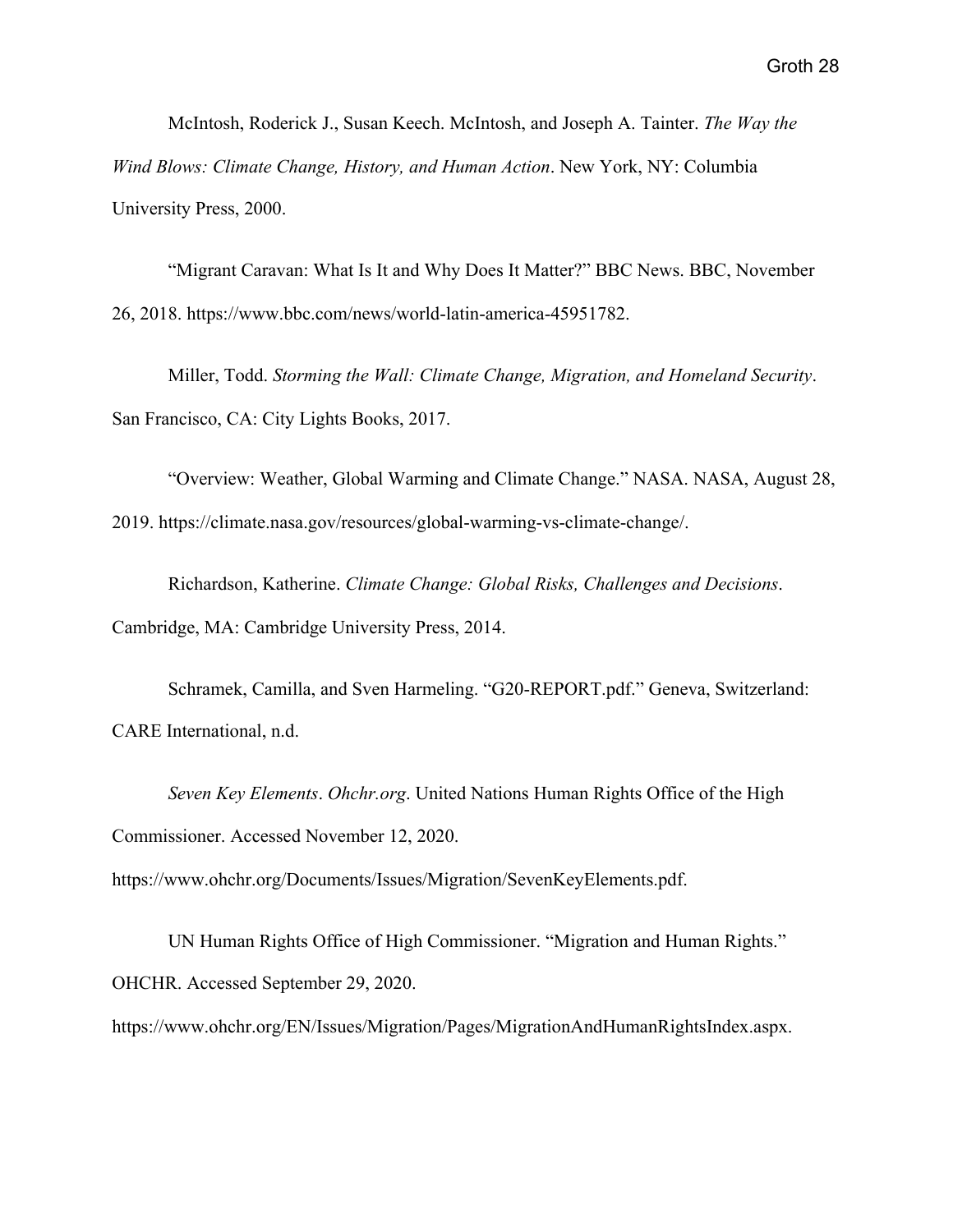McIntosh, Roderick J., Susan Keech. McIntosh, and Joseph A. Tainter. *The Way the Wind Blows: Climate Change, History, and Human Action*. New York, NY: Columbia University Press, 2000.

"Migrant Caravan: What Is It and Why Does It Matter?" BBC News. BBC, November 26, 2018. https://www.bbc.com/news/world-latin-america-45951782.

Miller, Todd. *Storming the Wall: Climate Change, Migration, and Homeland Security*. San Francisco, CA: City Lights Books, 2017.

"Overview: Weather, Global Warming and Climate Change." NASA. NASA, August 28, 2019. https://climate.nasa.gov/resources/global-warming-vs-climate-change/.

Richardson, Katherine. *Climate Change: Global Risks, Challenges and Decisions*. Cambridge, MA: Cambridge University Press, 2014.

Schramek, Camilla, and Sven Harmeling. "G20-REPORT.pdf." Geneva, Switzerland: CARE International, n.d.

*Seven Key Elements*. *Ohchr.org*. United Nations Human Rights Office of the High Commissioner. Accessed November 12, 2020. https://www.ohchr.org/Documents/Issues/Migration/SevenKeyElements.pdf.

UN Human Rights Office of High Commissioner. "Migration and Human Rights." OHCHR. Accessed September 29, 2020. https://www.ohchr.org/EN/Issues/Migration/Pages/MigrationAndHumanRightsIndex.aspx.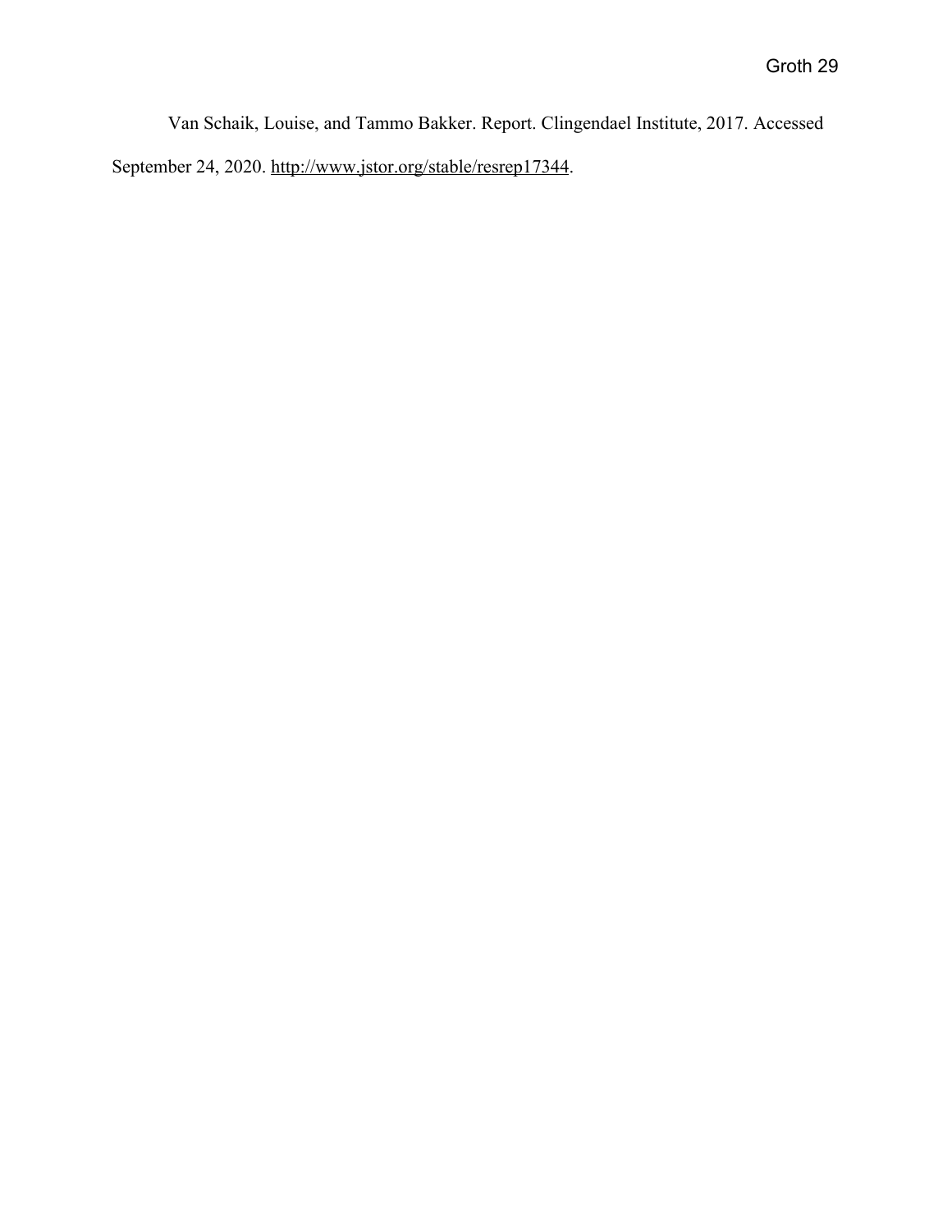Van Schaik, Louise, and Tammo Bakker. Report. Clingendael Institute, 2017. Accessed September 24, 2020. http://www.jstor.org/stable/resrep17344.